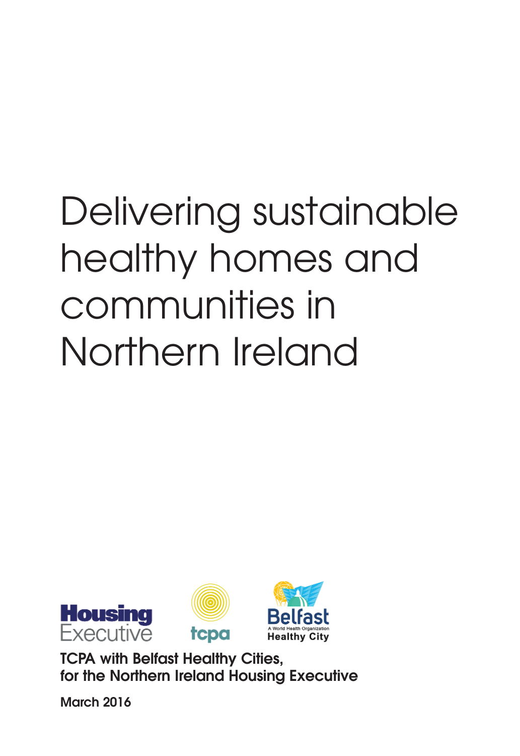# Delivering sustainable healthy homes and communities in Northern Ireland

Housing Executive

tcpa

Belfast
A World Health Organization
Healthy City

**TCPA with Belfast Healthy Cities, for the Northern Ireland Housing Executive**

**March 2016**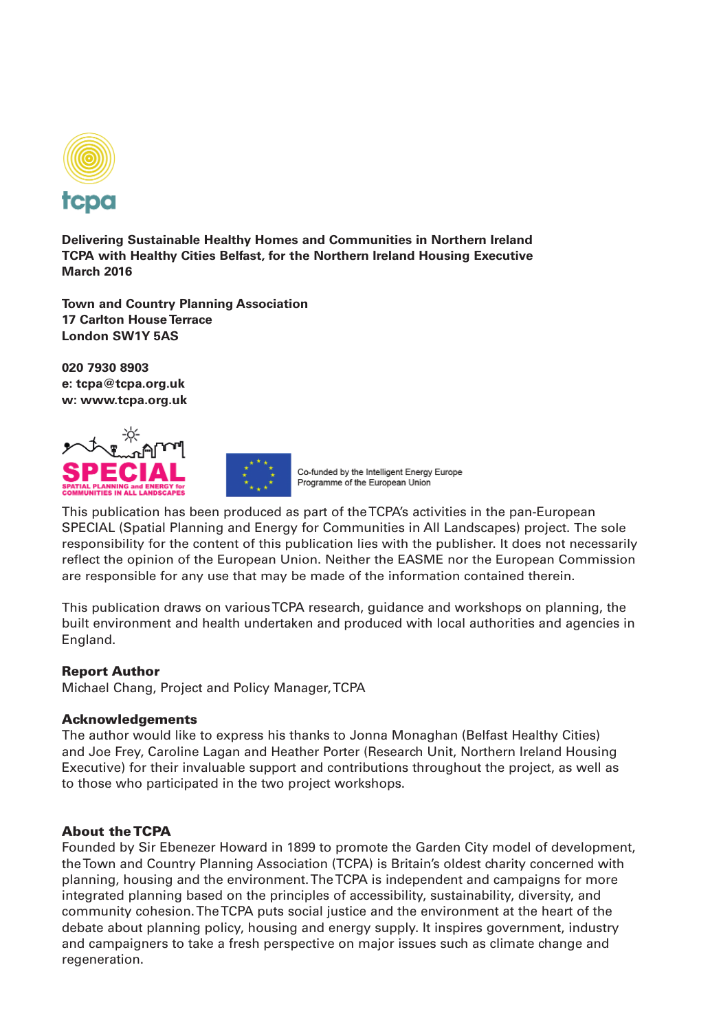tcpa

**Delivering Sustainable Healthy Homes and Communities in Northern Ireland**
**TCPA with Healthy Cities Belfast, for the Northern Ireland Housing Executive**
**March 2016**

**Town and Country Planning Association**
**17 Carlton House Terrace**
**London SW1Y 5AS**

**020 7930 8903**
**e: tcpa@tcpa.org.uk**
**w: www.tcpa.org.uk**

SPECIAL
SPATIAL PLANNING and ENERGY for COMMUNITIES IN ALL LANDSCAPES

Co-funded by the Intelligent Energy Europe Programme of the European Union

This publication has been produced as part of the TCPA's activities in the pan-European SPECIAL (Spatial Planning and Energy for Communities in All Landscapes) project. The sole responsibility for the content of this publication lies with the publisher. It does not necessarily reflect the opinion of the European Union. Neither the EASME nor the European Commission are responsible for any use that may be made of the information contained therein.

This publication draws on various TCPA research, guidance and workshops on planning, the built environment and health undertaken and produced with local authorities and agencies in England.

**Report Author**
Michael Chang, Project and Policy Manager, TCPA

**Acknowledgements**
The author would like to express his thanks to Jonna Monaghan (Belfast Healthy Cities) and Joe Frey, Caroline Lagan and Heather Porter (Research Unit, Northern Ireland Housing Executive) for their invaluable support and contributions throughout the project, as well as to those who participated in the two project workshops.

**About the TCPA**
Founded by Sir Ebenezer Howard in 1899 to promote the Garden City model of development, the Town and Country Planning Association (TCPA) is Britain's oldest charity concerned with planning, housing and the environment. The TCPA is independent and campaigns for more integrated planning based on the principles of accessibility, sustainability, diversity, and community cohesion. The TCPA puts social justice and the environment at the heart of the debate about planning policy, housing and energy supply. It inspires government, industry and campaigners to take a fresh perspective on major issues such as climate change and regeneration.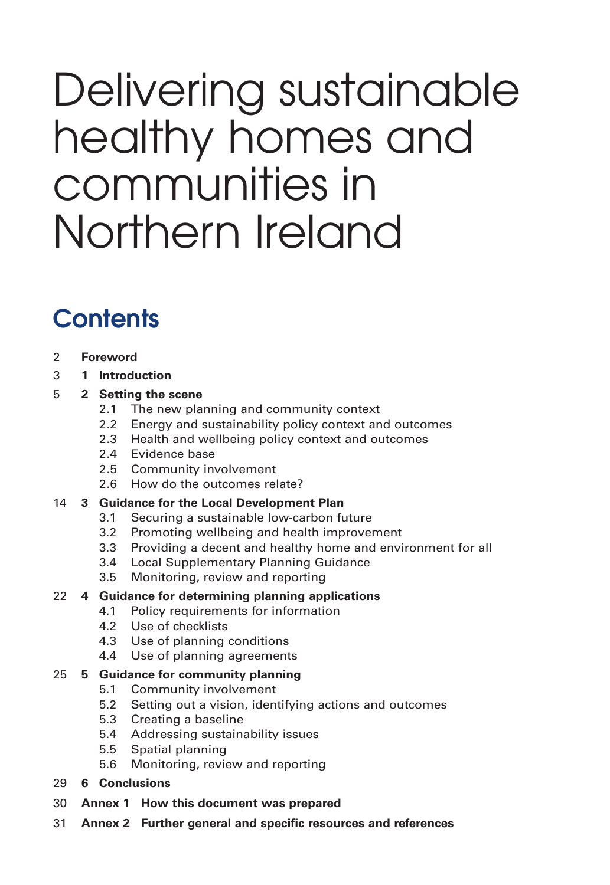# Delivering sustainable healthy homes and communities in Northern Ireland

## Contents

2 **Foreword**

3 **1 Introduction**

5 **2 Setting the scene**

- 2.1 The new planning and community context
- 2.2 Energy and sustainability policy context and outcomes
- 2.3 Health and wellbeing policy context and outcomes
- 2.4 Evidence base
- 2.5 Community involvement
- 2.6 How do the outcomes relate?

14 **3 Guidance for the Local Development Plan**

- 3.1 Securing a sustainable low-carbon future
- 3.2 Promoting wellbeing and health improvement
- 3.3 Providing a decent and healthy home and environment for all
- 3.4 Local Supplementary Planning Guidance
- 3.5 Monitoring, review and reporting

22 **4 Guidance for determining planning applications**

- 4.1 Policy requirements for information
- 4.2 Use of checklists
- 4.3 Use of planning conditions
- 4.4 Use of planning agreements

25 **5 Guidance for community planning**

- 5.1 Community involvement
- 5.2 Setting out a vision, identifying actions and outcomes
- 5.3 Creating a baseline
- 5.4 Addressing sustainability issues
- 5.5 Spatial planning
- 5.6 Monitoring, review and reporting

29 **6 Conclusions**

30 **Annex 1 How this document was prepared**

31 **Annex 2 Further general and specific resources and references**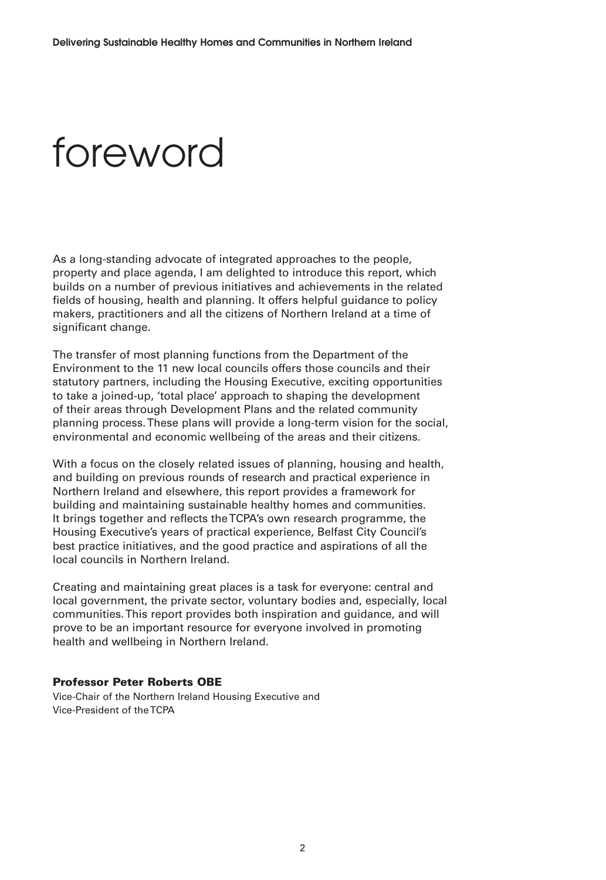# foreword

As a long-standing advocate of integrated approaches to the people, property and place agenda, I am delighted to introduce this report, which builds on a number of previous initiatives and achievements in the related fields of housing, health and planning. It offers helpful guidance to policy makers, practitioners and all the citizens of Northern Ireland at a time of significant change.

The transfer of most planning functions from the Department of the Environment to the 11 new local councils offers those councils and their statutory partners, including the Housing Executive, exciting opportunities to take a joined-up, 'total place' approach to shaping the development of their areas through Development Plans and the related community planning process. These plans will provide a long-term vision for the social, environmental and economic wellbeing of the areas and their citizens.

With a focus on the closely related issues of planning, housing and health, and building on previous rounds of research and practical experience in Northern Ireland and elsewhere, this report provides a framework for building and maintaining sustainable healthy homes and communities. It brings together and reflects the TCPA's own research programme, the Housing Executive's years of practical experience, Belfast City Council's best practice initiatives, and the good practice and aspirations of all the local councils in Northern Ireland.

Creating and maintaining great places is a task for everyone: central and local government, the private sector, voluntary bodies and, especially, local communities. This report provides both inspiration and guidance, and will prove to be an important resource for everyone involved in promoting health and wellbeing in Northern Ireland.

**Professor Peter Roberts OBE**
Vice-Chair of the Northern Ireland Housing Executive and
Vice-President of the TCPA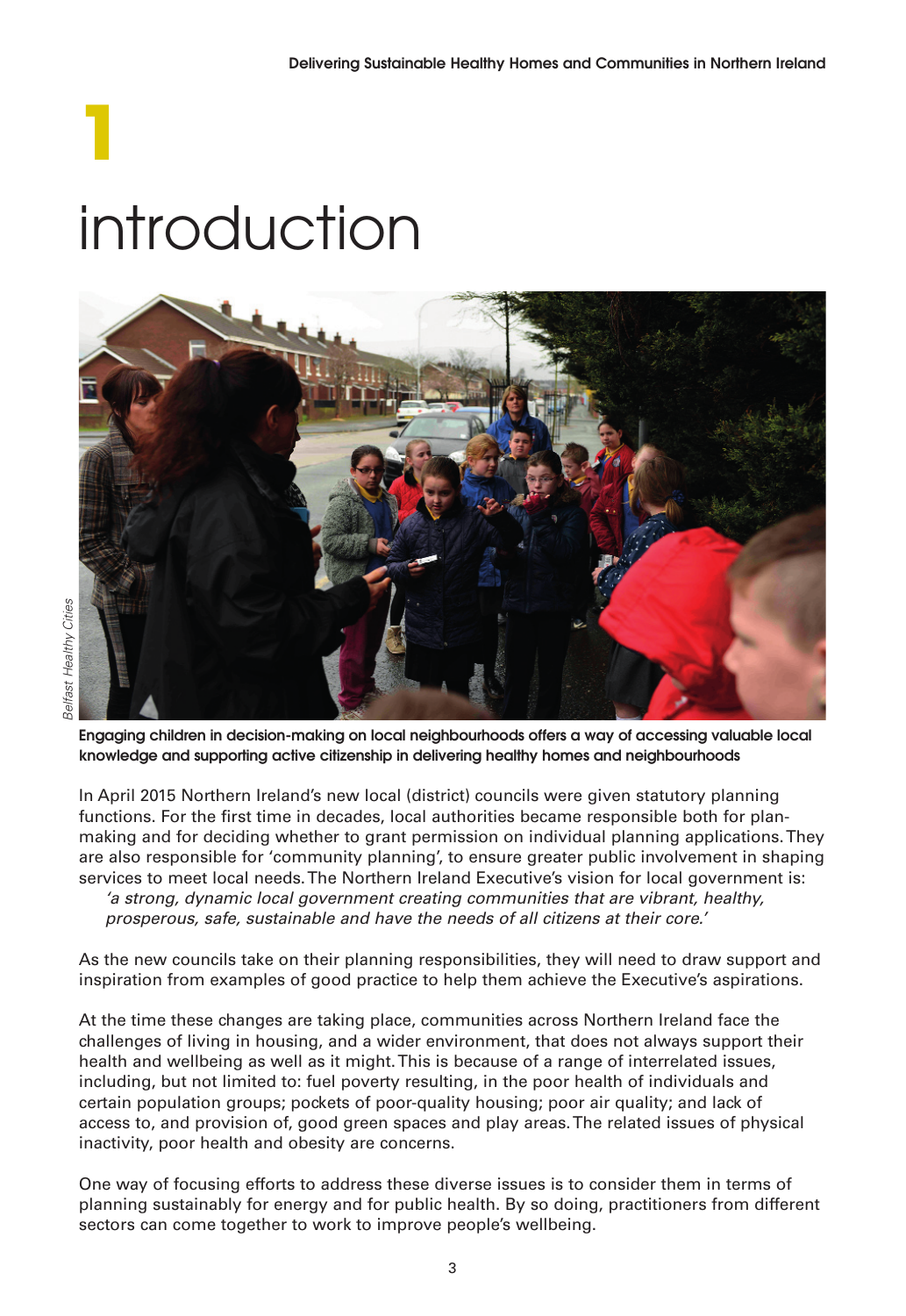# 1 introduction

Belfast Healthy Cities

**Engaging children in decision-making on local neighbourhoods offers a way of accessing valuable local knowledge and supporting active citizenship in delivering healthy homes and neighbourhoods**

In April 2015 Northern Ireland's new local (district) councils were given statutory planning functions. For the first time in decades, local authorities became responsible both for plan-making and for deciding whether to grant permission on individual planning applications. They are also responsible for 'community planning', to ensure greater public involvement in shaping services to meet local needs. The Northern Ireland Executive's vision for local government is:

> *'a strong, dynamic local government creating communities that are vibrant, healthy, prosperous, safe, sustainable and have the needs of all citizens at their core.'*

As the new councils take on their planning responsibilities, they will need to draw support and inspiration from examples of good practice to help them achieve the Executive's aspirations.

At the time these changes are taking place, communities across Northern Ireland face the challenges of living in housing, and a wider environment, that does not always support their health and wellbeing as well as it might. This is because of a range of interrelated issues, including, but not limited to: fuel poverty resulting, in the poor health of individuals and certain population groups; pockets of poor-quality housing; poor air quality; and lack of access to, and provision of, good green spaces and play areas. The related issues of physical inactivity, poor health and obesity are concerns.

One way of focusing efforts to address these diverse issues is to consider them in terms of planning sustainably for energy and for public health. By so doing, practitioners from different sectors can come together to work to improve people's wellbeing.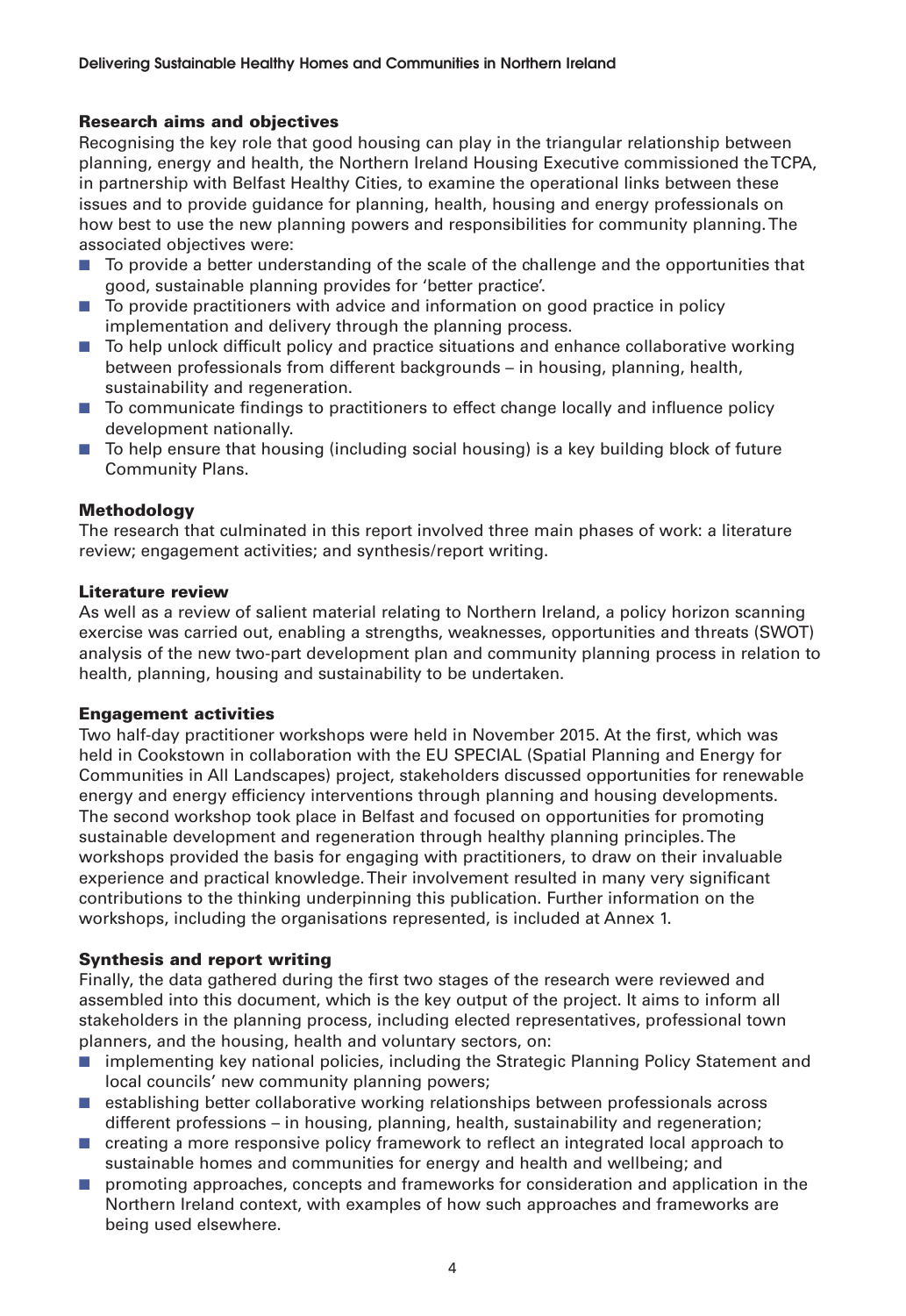## Research aims and objectives

Recognising the key role that good housing can play in the triangular relationship between planning, energy and health, the Northern Ireland Housing Executive commissioned the TCPA, in partnership with Belfast Healthy Cities, to examine the operational links between these issues and to provide guidance for planning, health, housing and energy professionals on how best to use the new planning powers and responsibilities for community planning. The associated objectives were:

- To provide a better understanding of the scale of the challenge and the opportunities that good, sustainable planning provides for 'better practice'.
- To provide practitioners with advice and information on good practice in policy implementation and delivery through the planning process.
- To help unlock difficult policy and practice situations and enhance collaborative working between professionals from different backgrounds – in housing, planning, health, sustainability and regeneration.
- To communicate findings to practitioners to effect change locally and influence policy development nationally.
- To help ensure that housing (including social housing) is a key building block of future Community Plans.

## Methodology

The research that culminated in this report involved three main phases of work: a literature review; engagement activities; and synthesis/report writing.

### Literature review

As well as a review of salient material relating to Northern Ireland, a policy horizon scanning exercise was carried out, enabling a strengths, weaknesses, opportunities and threats (SWOT) analysis of the new two-part development plan and community planning process in relation to health, planning, housing and sustainability to be undertaken.

### Engagement activities

Two half-day practitioner workshops were held in November 2015. At the first, which was held in Cookstown in collaboration with the EU SPECIAL (Spatial Planning and Energy for Communities in All Landscapes) project, stakeholders discussed opportunities for renewable energy and energy efficiency interventions through planning and housing developments. The second workshop took place in Belfast and focused on opportunities for promoting sustainable development and regeneration through healthy planning principles. The workshops provided the basis for engaging with practitioners, to draw on their invaluable experience and practical knowledge. Their involvement resulted in many very significant contributions to the thinking underpinning this publication. Further information on the workshops, including the organisations represented, is included at Annex 1.

### Synthesis and report writing

Finally, the data gathered during the first two stages of the research were reviewed and assembled into this document, which is the key output of the project. It aims to inform all stakeholders in the planning process, including elected representatives, professional town planners, and the housing, health and voluntary sectors, on:

- implementing key national policies, including the Strategic Planning Policy Statement and local councils' new community planning powers;
- establishing better collaborative working relationships between professionals across different professions – in housing, planning, health, sustainability and regeneration;
- creating a more responsive policy framework to reflect an integrated local approach to sustainable homes and communities for energy and health and wellbeing; and
- promoting approaches, concepts and frameworks for consideration and application in the Northern Ireland context, with examples of how such approaches and frameworks are being used elsewhere.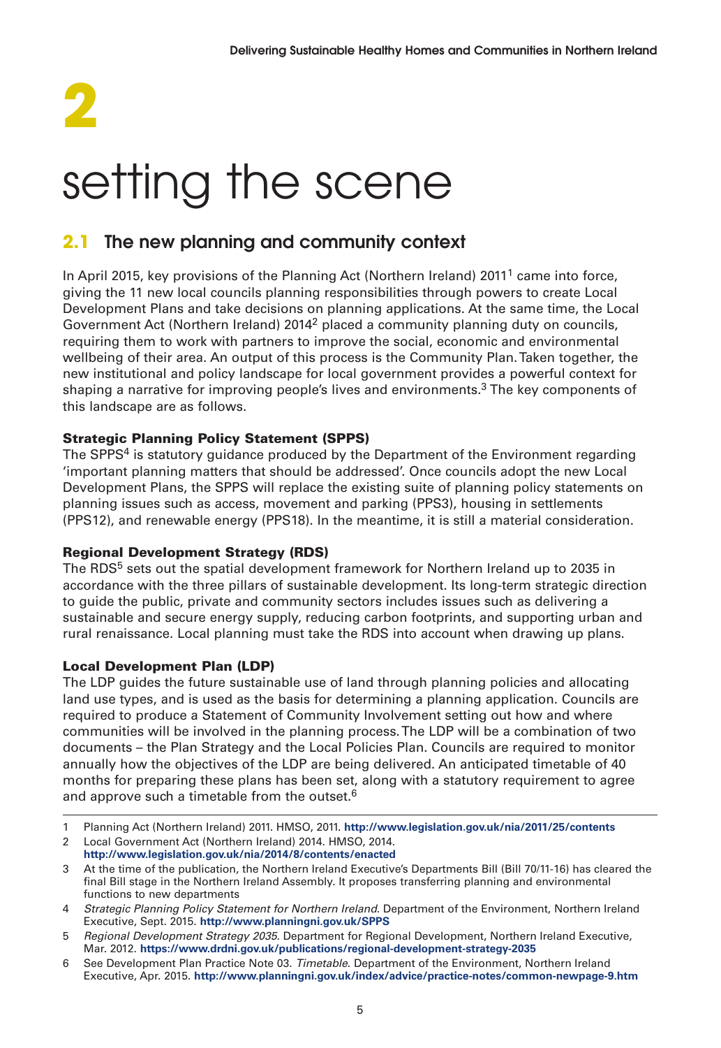# 2

# setting the scene

## 2.1 The new planning and community context

In April 2015, key provisions of the Planning Act (Northern Ireland) 2011[1] came into force, giving the 11 new local councils planning responsibilities through powers to create Local Development Plans and take decisions on planning applications. At the same time, the Local Government Act (Northern Ireland) 2014[2] placed a community planning duty on councils, requiring them to work with partners to improve the social, economic and environmental wellbeing of their area. An output of this process is the Community Plan. Taken together, the new institutional and policy landscape for local government provides a powerful context for shaping a narrative for improving people's lives and environments.[3] The key components of this landscape are as follows.

### Strategic Planning Policy Statement (SPPS)

The SPPS[4] is statutory guidance produced by the Department of the Environment regarding 'important planning matters that should be addressed'. Once councils adopt the new Local Development Plans, the SPPS will replace the existing suite of planning policy statements on planning issues such as access, movement and parking (PPS3), housing in settlements (PPS12), and renewable energy (PPS18). In the meantime, it is still a material consideration.

### Regional Development Strategy (RDS)

The RDS[5] sets out the spatial development framework for Northern Ireland up to 2035 in accordance with the three pillars of sustainable development. Its long-term strategic direction to guide the public, private and community sectors includes issues such as delivering a sustainable and secure energy supply, reducing carbon footprints, and supporting urban and rural renaissance. Local planning must take the RDS into account when drawing up plans.

### Local Development Plan (LDP)

The LDP guides the future sustainable use of land through planning policies and allocating land use types, and is used as the basis for determining a planning application. Councils are required to produce a Statement of Community Involvement setting out how and where communities will be involved in the planning process. The LDP will be a combination of two documents – the Plan Strategy and the Local Policies Plan. Councils are required to monitor annually how the objectives of the LDP are being delivered. An anticipated timetable of 40 months for preparing these plans has been set, along with a statutory requirement to agree and approve such a timetable from the outset.[6]

---

1 Planning Act (Northern Ireland) 2011. HMSO, 2011. **http://www.legislation.gov.uk/nia/2011/25/contents**

2 Local Government Act (Northern Ireland) 2014. HMSO, 2014. **http://www.legislation.gov.uk/nia/2014/8/contents/enacted**

3 At the time of the publication, the Northern Ireland Executive's Departments Bill (Bill 70/11-16) has cleared the final Bill stage in the Northern Ireland Assembly. It proposes transferring planning and environmental functions to new departments

4 *Strategic Planning Policy Statement for Northern Ireland*. Department of the Environment, Northern Ireland Executive, Sept. 2015. **http://www.planningni.gov.uk/SPPS**

5 *Regional Development Strategy 2035*. Department for Regional Development, Northern Ireland Executive, Mar. 2012. **https://www.drdni.gov.uk/publications/regional-development-strategy-2035**

6 See Development Plan Practice Note 03. *Timetable*. Department of the Environment, Northern Ireland Executive, Apr. 2015. **http://www.planningni.gov.uk/index/advice/practice-notes/common-newpage-9.htm**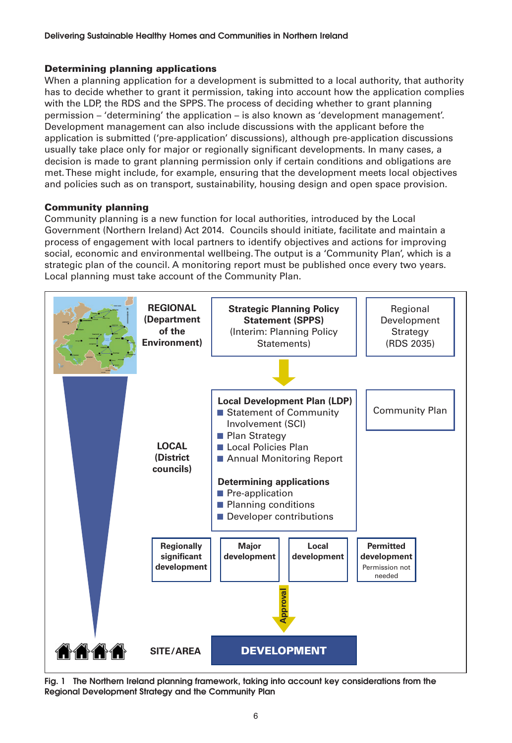### Determining planning applications

When a planning application for a development is submitted to a local authority, that authority has to decide whether to grant it permission, taking into account how the application complies with the LDP, the RDS and the SPPS. The process of deciding whether to grant planning permission – 'determining' the application – is also known as 'development management'. Development management can also include discussions with the applicant before the application is submitted ('pre-application' discussions), although pre-application discussions usually take place only for major or regionally significant developments. In many cases, a decision is made to grant planning permission only if certain conditions and obligations are met. These might include, for example, ensuring that the development meets local objectives and policies such as on transport, sustainability, housing design and open space provision.

### Community planning

Community planning is a new function for local authorities, introduced by the Local Government (Northern Ireland) Act 2014. Councils should initiate, facilitate and maintain a process of engagement with local partners to identify objectives and actions for improving social, economic and environmental wellbeing. The output is a 'Community Plan', which is a strategic plan of the council. A monitoring report must be published once every two years. Local planning must take account of the Community Plan.

**REGIONAL (Department of the Environment)**

- **Strategic Planning Policy Statement (SPPS)** (Interim: Planning Policy Statements)
- Regional Development Strategy (RDS 2035)

**LOCAL (District councils)**

- **Local Development Plan (LDP)**
  - Statement of Community Involvement (SCI)
  - Plan Strategy
  - Local Policies Plan
  - Annual Monitoring Report
- **Determining applications**
  - Pre-application
  - Planning conditions
  - Developer contributions
- Community Plan

**Regionally significant development** | **Major development** | **Local development** | **Permitted development** (Permission not needed)

Approval

**SITE/AREA** — **DEVELOPMENT**

Fig. 1 The Northern Ireland planning framework, taking into account key considerations from the Regional Development Strategy and the Community Plan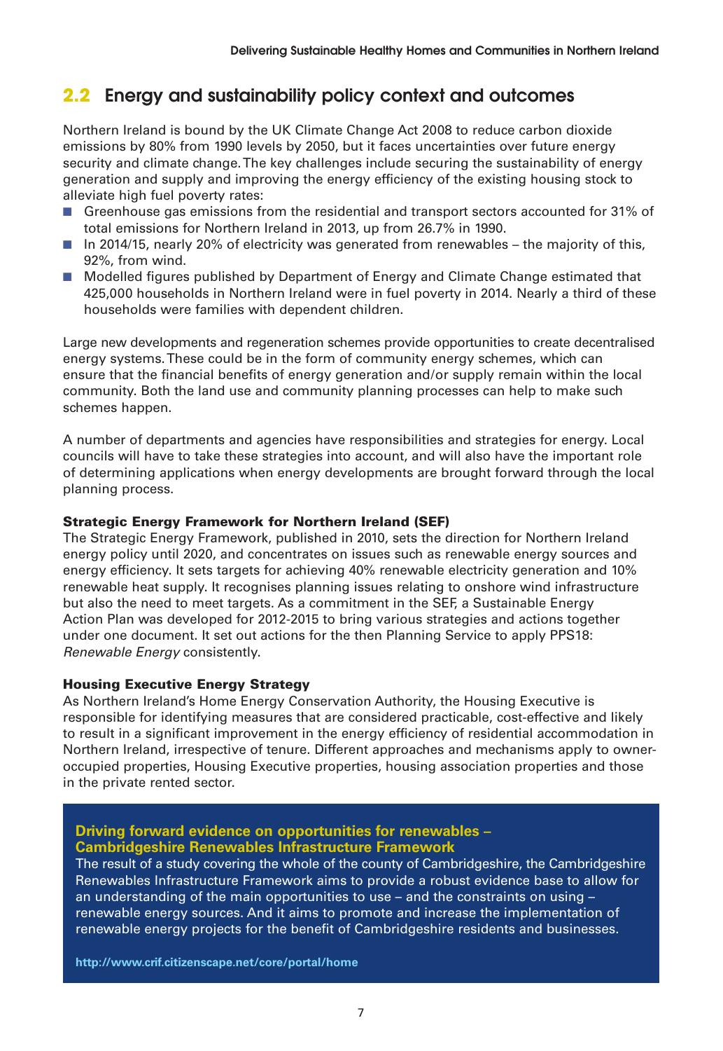## 2.2 Energy and sustainability policy context and outcomes

Northern Ireland is bound by the UK Climate Change Act 2008 to reduce carbon dioxide emissions by 80% from 1990 levels by 2050, but it faces uncertainties over future energy security and climate change. The key challenges include securing the sustainability of energy generation and supply and improving the energy efficiency of the existing housing stock to alleviate high fuel poverty rates:

- Greenhouse gas emissions from the residential and transport sectors accounted for 31% of total emissions for Northern Ireland in 2013, up from 26.7% in 1990.
- In 2014/15, nearly 20% of electricity was generated from renewables – the majority of this, 92%, from wind.
- Modelled figures published by Department of Energy and Climate Change estimated that 425,000 households in Northern Ireland were in fuel poverty in 2014. Nearly a third of these households were families with dependent children.

Large new developments and regeneration schemes provide opportunities to create decentralised energy systems. These could be in the form of community energy schemes, which can ensure that the financial benefits of energy generation and/or supply remain within the local community. Both the land use and community planning processes can help to make such schemes happen.

A number of departments and agencies have responsibilities and strategies for energy. Local councils will have to take these strategies into account, and will also have the important role of determining applications when energy developments are brought forward through the local planning process.

**Strategic Energy Framework for Northern Ireland (SEF)**

The Strategic Energy Framework, published in 2010, sets the direction for Northern Ireland energy policy until 2020, and concentrates on issues such as renewable energy sources and energy efficiency. It sets targets for achieving 40% renewable electricity generation and 10% renewable heat supply. It recognises planning issues relating to onshore wind infrastructure but also the need to meet targets. As a commitment in the SEF, a Sustainable Energy Action Plan was developed for 2012-2015 to bring various strategies and actions together under one document. It set out actions for the then Planning Service to apply PPS18: *Renewable Energy* consistently.

**Housing Executive Energy Strategy**

As Northern Ireland's Home Energy Conservation Authority, the Housing Executive is responsible for identifying measures that are considered practicable, cost-effective and likely to result in a significant improvement in the energy efficiency of residential accommodation in Northern Ireland, irrespective of tenure. Different approaches and mechanisms apply to owner-occupied properties, Housing Executive properties, housing association properties and those in the private rented sector.

**Driving forward evidence on opportunities for renewables – Cambridgeshire Renewables Infrastructure Framework**

The result of a study covering the whole of the county of Cambridgeshire, the Cambridgeshire Renewables Infrastructure Framework aims to provide a robust evidence base to allow for an understanding of the main opportunities to use – and the constraints on using – renewable energy sources. And it aims to promote and increase the implementation of renewable energy projects for the benefit of Cambridgeshire residents and businesses.

**http://www.crif.citizenscape.net/core/portal/home**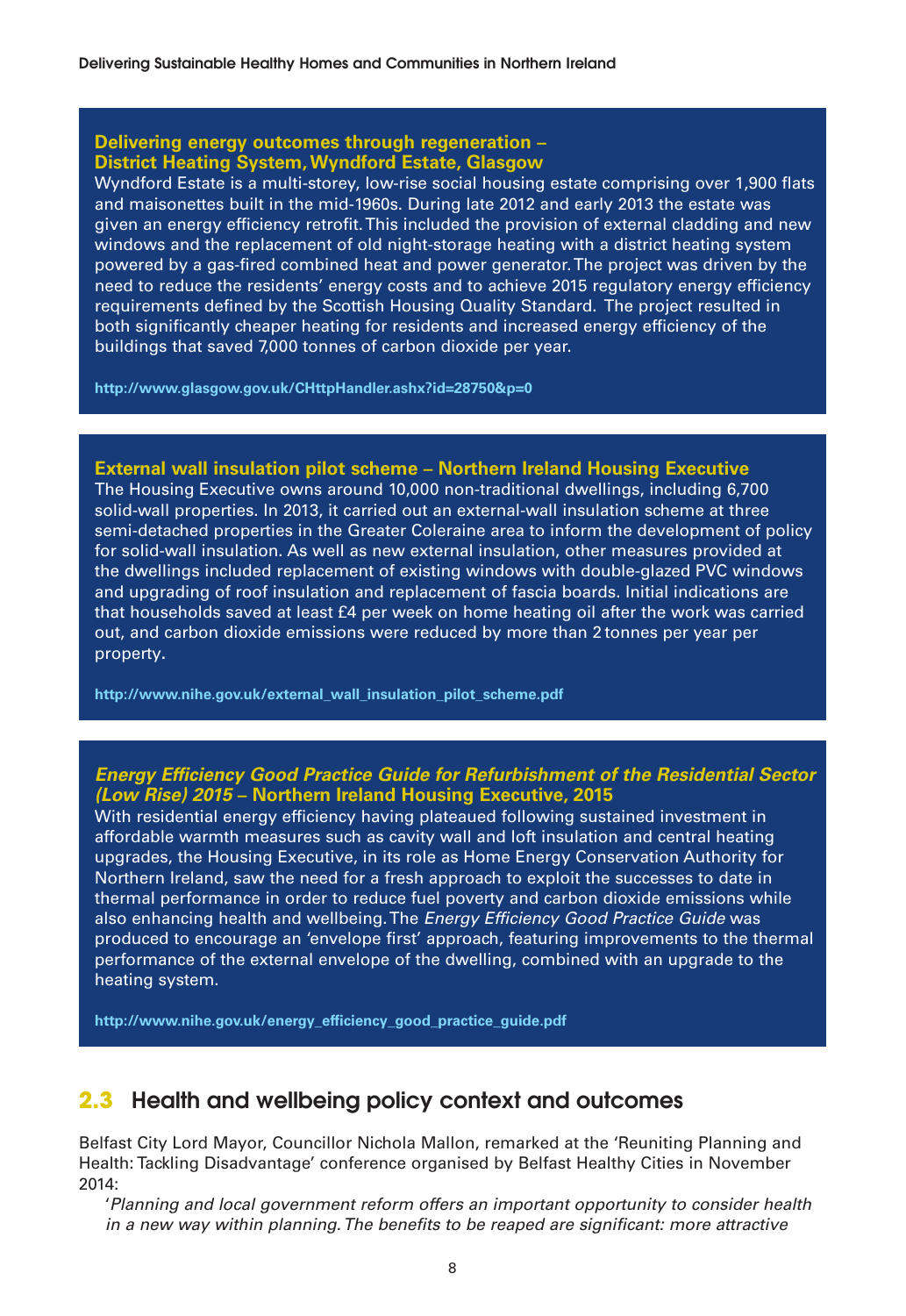**Delivering energy outcomes through regeneration – District Heating System, Wyndford Estate, Glasgow**

Wyndford Estate is a multi-storey, low-rise social housing estate comprising over 1,900 flats and maisonettes built in the mid-1960s. During late 2012 and early 2013 the estate was given an energy efficiency retrofit. This included the provision of external cladding and new windows and the replacement of old night-storage heating with a district heating system powered by a gas-fired combined heat and power generator. The project was driven by the need to reduce the residents' energy costs and to achieve 2015 regulatory energy efficiency requirements defined by the Scottish Housing Quality Standard. The project resulted in both significantly cheaper heating for residents and increased energy efficiency of the buildings that saved 7,000 tonnes of carbon dioxide per year.

**http://www.glasgow.gov.uk/CHttpHandler.ashx?id=28750&p=0**

**External wall insulation pilot scheme – Northern Ireland Housing Executive**

The Housing Executive owns around 10,000 non-traditional dwellings, including 6,700 solid-wall properties. In 2013, it carried out an external-wall insulation scheme at three semi-detached properties in the Greater Coleraine area to inform the development of policy for solid-wall insulation. As well as new external insulation, other measures provided at the dwellings included replacement of existing windows with double-glazed PVC windows and upgrading of roof insulation and replacement of fascia boards. Initial indications are that households saved at least £4 per week on home heating oil after the work was carried out, and carbon dioxide emissions were reduced by more than 2 tonnes per year per property.

**http://www.nihe.gov.uk/external_wall_insulation_pilot_scheme.pdf**

***Energy Efficiency Good Practice Guide for Refurbishment of the Residential Sector (Low Rise) 2015* – Northern Ireland Housing Executive, 2015**

With residential energy efficiency having plateaued following sustained investment in affordable warmth measures such as cavity wall and loft insulation and central heating upgrades, the Housing Executive, in its role as Home Energy Conservation Authority for Northern Ireland, saw the need for a fresh approach to exploit the successes to date in thermal performance in order to reduce fuel poverty and carbon dioxide emissions while also enhancing health and wellbeing. The *Energy Efficiency Good Practice Guide* was produced to encourage an 'envelope first' approach, featuring improvements to the thermal performance of the external envelope of the dwelling, combined with an upgrade to the heating system.

**http://www.nihe.gov.uk/energy_efficiency_good_practice_guide.pdf**

## 2.3 Health and wellbeing policy context and outcomes

Belfast City Lord Mayor, Councillor Nichola Mallon, remarked at the 'Reuniting Planning and Health: Tackling Disadvantage' conference organised by Belfast Healthy Cities in November 2014:

> '*Planning and local government reform offers an important opportunity to consider health in a new way within planning. The benefits to be reaped are significant: more attractive*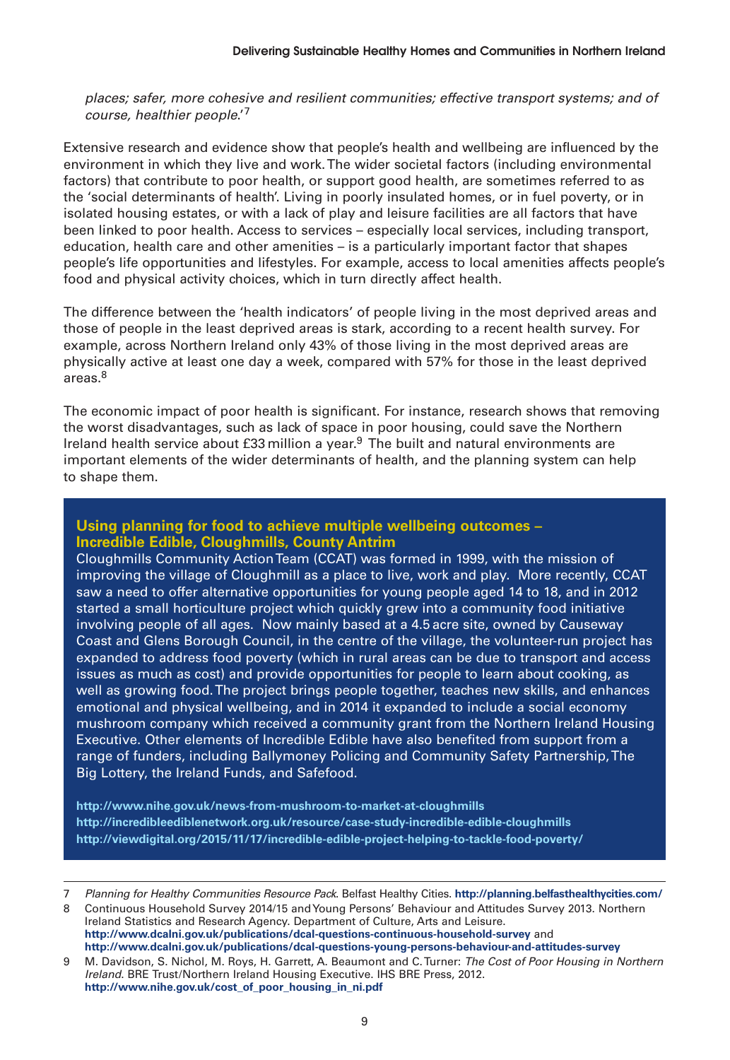*places; safer, more cohesive and resilient communities; effective transport systems; and of course, healthier people.*'[7]

Extensive research and evidence show that people's health and wellbeing are influenced by the environment in which they live and work. The wider societal factors (including environmental factors) that contribute to poor health, or support good health, are sometimes referred to as the 'social determinants of health'. Living in poorly insulated homes, or in fuel poverty, or in isolated housing estates, or with a lack of play and leisure facilities are all factors that have been linked to poor health. Access to services – especially local services, including transport, education, health care and other amenities – is a particularly important factor that shapes people's life opportunities and lifestyles. For example, access to local amenities affects people's food and physical activity choices, which in turn directly affect health.

The difference between the 'health indicators' of people living in the most deprived areas and those of people in the least deprived areas is stark, according to a recent health survey. For example, across Northern Ireland only 43% of those living in the most deprived areas are physically active at least one day a week, compared with 57% for those in the least deprived areas.[8]

The economic impact of poor health is significant. For instance, research shows that removing the worst disadvantages, such as lack of space in poor housing, could save the Northern Ireland health service about £33 million a year.[9] The built and natural environments are important elements of the wider determinants of health, and the planning system can help to shape them.

**Using planning for food to achieve multiple wellbeing outcomes – Incredible Edible, Cloughmills, County Antrim**

Cloughmills Community Action Team (CCAT) was formed in 1999, with the mission of improving the village of Cloughmill as a place to live, work and play. More recently, CCAT saw a need to offer alternative opportunities for young people aged 14 to 18, and in 2012 started a small horticulture project which quickly grew into a community food initiative involving people of all ages. Now mainly based at a 4.5 acre site, owned by Causeway Coast and Glens Borough Council, in the centre of the village, the volunteer-run project has expanded to address food poverty (which in rural areas can be due to transport and access issues as much as cost) and provide opportunities for people to learn about cooking, as well as growing food. The project brings people together, teaches new skills, and enhances emotional and physical wellbeing, and in 2014 it expanded to include a social economy mushroom company which received a community grant from the Northern Ireland Housing Executive. Other elements of Incredible Edible have also benefited from support from a range of funders, including Ballymoney Policing and Community Safety Partnership, The Big Lottery, the Ireland Funds, and Safefood.

**http://www.nihe.gov.uk/news-from-mushroom-to-market-at-cloughmills**
**http://incredibleediblenetwork.org.uk/resource/case-study-incredible-edible-cloughmills**
**http://viewdigital.org/2015/11/17/incredible-edible-project-helping-to-tackle-food-poverty/**

---

7 *Planning for Healthy Communities Resource Pack*. Belfast Healthy Cities. **http://planning.belfasthealthycities.com/**

8 Continuous Household Survey 2014/15 and Young Persons' Behaviour and Attitudes Survey 2013. Northern Ireland Statistics and Research Agency. Department of Culture, Arts and Leisure. **http://www.dcalni.gov.uk/publications/dcal-questions-continuous-household-survey** and **http://www.dcalni.gov.uk/publications/dcal-questions-young-persons-behaviour-and-attitudes-survey**

9 M. Davidson, S. Nichol, M. Roys, H. Garrett, A. Beaumont and C. Turner: *The Cost of Poor Housing in Northern Ireland*. BRE Trust/Northern Ireland Housing Executive. IHS BRE Press, 2012. **http://www.nihe.gov.uk/cost_of_poor_housing_in_ni.pdf**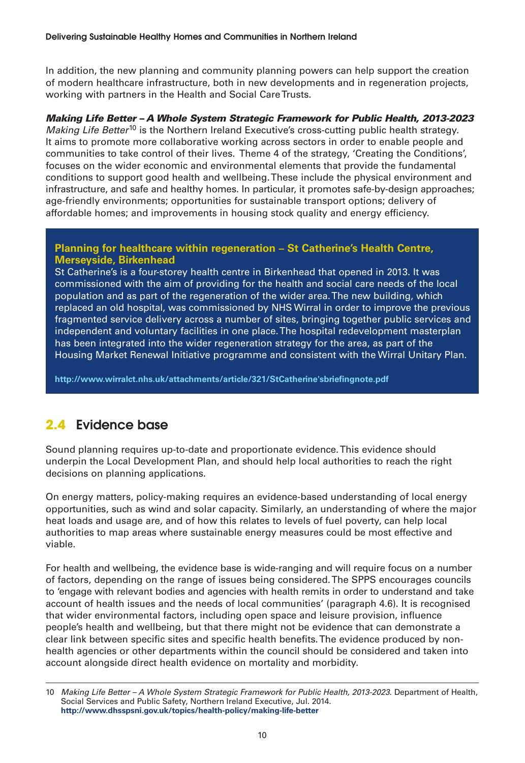In addition, the new planning and community planning powers can help support the creation of modern healthcare infrastructure, both in new developments and in regeneration projects, working with partners in the Health and Social Care Trusts.

***Making Life Better – A Whole System Strategic Framework for Public Health, 2013-2023***

*Making Life Better*[10] is the Northern Ireland Executive's cross-cutting public health strategy. It aims to promote more collaborative working across sectors in order to enable people and communities to take control of their lives. Theme 4 of the strategy, 'Creating the Conditions', focuses on the wider economic and environmental elements that provide the fundamental conditions to support good health and wellbeing. These include the physical environment and infrastructure, and safe and healthy homes. In particular, it promotes safe-by-design approaches; age-friendly environments; opportunities for sustainable transport options; delivery of affordable homes; and improvements in housing stock quality and energy efficiency.

**Planning for healthcare within regeneration – St Catherine's Health Centre, Merseyside, Birkenhead**

St Catherine's is a four-storey health centre in Birkenhead that opened in 2013. It was commissioned with the aim of providing for the health and social care needs of the local population and as part of the regeneration of the wider area. The new building, which replaced an old hospital, was commissioned by NHS Wirral in order to improve the previous fragmented service delivery across a number of sites, bringing together public services and independent and voluntary facilities in one place. The hospital redevelopment masterplan has been integrated into the wider regeneration strategy for the area, as part of the Housing Market Renewal Initiative programme and consistent with the Wirral Unitary Plan.

**http://www.wirralct.nhs.uk/attachments/article/321/StCatherine'sbriefingnote.pdf**

## 2.4 Evidence base

Sound planning requires up-to-date and proportionate evidence. This evidence should underpin the Local Development Plan, and should help local authorities to reach the right decisions on planning applications.

On energy matters, policy-making requires an evidence-based understanding of local energy opportunities, such as wind and solar capacity. Similarly, an understanding of where the major heat loads and usage are, and of how this relates to levels of fuel poverty, can help local authorities to map areas where sustainable energy measures could be most effective and viable.

For health and wellbeing, the evidence base is wide-ranging and will require focus on a number of factors, depending on the range of issues being considered. The SPPS encourages councils to 'engage with relevant bodies and agencies with health remits in order to understand and take account of health issues and the needs of local communities' (paragraph 4.6). It is recognised that wider environmental factors, including open space and leisure provision, influence people's health and wellbeing, but that there might not be evidence that can demonstrate a clear link between specific sites and specific health benefits. The evidence produced by non-health agencies or other departments within the council should be considered and taken into account alongside direct health evidence on mortality and morbidity.

---

10 *Making Life Better – A Whole System Strategic Framework for Public Health, 2013-2023.* Department of Health, Social Services and Public Safety, Northern Ireland Executive, Jul. 2014. **http://www.dhsspsni.gov.uk/topics/health-policy/making-life-better**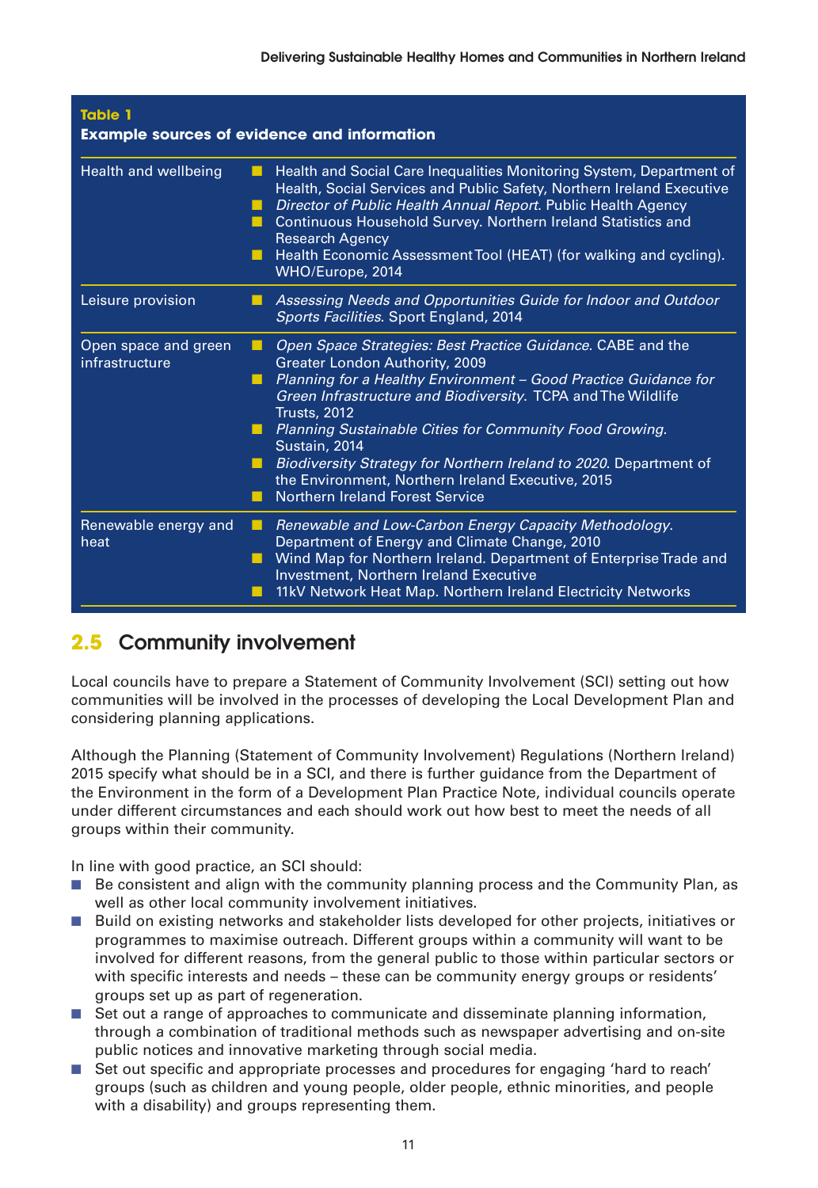**Table 1**
**Example sources of evidence and information**

| | |
|---|---|
| Health and wellbeing | ■ Health and Social Care Inequalities Monitoring System, Department of Health, Social Services and Public Safety, Northern Ireland Executive<br>■ *Director of Public Health Annual Report*. Public Health Agency<br>■ Continuous Household Survey. Northern Ireland Statistics and Research Agency<br>■ Health Economic Assessment Tool (HEAT) (for walking and cycling). WHO/Europe, 2014 |
| Leisure provision | ■ *Assessing Needs and Opportunities Guide for Indoor and Outdoor Sports Facilities*. Sport England, 2014 |
| Open space and green infrastructure | ■ *Open Space Strategies: Best Practice Guidance*. CABE and the Greater London Authority, 2009<br>■ *Planning for a Healthy Environment – Good Practice Guidance for Green Infrastructure and Biodiversity*. TCPA and The Wildlife Trusts, 2012<br>■ *Planning Sustainable Cities for Community Food Growing*. Sustain, 2014<br>■ *Biodiversity Strategy for Northern Ireland to 2020*. Department of the Environment, Northern Ireland Executive, 2015<br>■ Northern Ireland Forest Service |
| Renewable energy and heat | ■ *Renewable and Low-Carbon Energy Capacity Methodology*. Department of Energy and Climate Change, 2010<br>■ Wind Map for Northern Ireland. Department of Enterprise Trade and Investment, Northern Ireland Executive<br>■ 11kV Network Heat Map. Northern Ireland Electricity Networks |

## 2.5 Community involvement

Local councils have to prepare a Statement of Community Involvement (SCI) setting out how communities will be involved in the processes of developing the Local Development Plan and considering planning applications.

Although the Planning (Statement of Community Involvement) Regulations (Northern Ireland) 2015 specify what should be in a SCI, and there is further guidance from the Department of the Environment in the form of a Development Plan Practice Note, individual councils operate under different circumstances and each should work out how best to meet the needs of all groups within their community.

In line with good practice, an SCI should:

- Be consistent and align with the community planning process and the Community Plan, as well as other local community involvement initiatives.
- Build on existing networks and stakeholder lists developed for other projects, initiatives or programmes to maximise outreach. Different groups within a community will want to be involved for different reasons, from the general public to those within particular sectors or with specific interests and needs – these can be community energy groups or residents' groups set up as part of regeneration.
- Set out a range of approaches to communicate and disseminate planning information, through a combination of traditional methods such as newspaper advertising and on-site public notices and innovative marketing through social media.
- Set out specific and appropriate processes and procedures for engaging 'hard to reach' groups (such as children and young people, older people, ethnic minorities, and people with a disability) and groups representing them.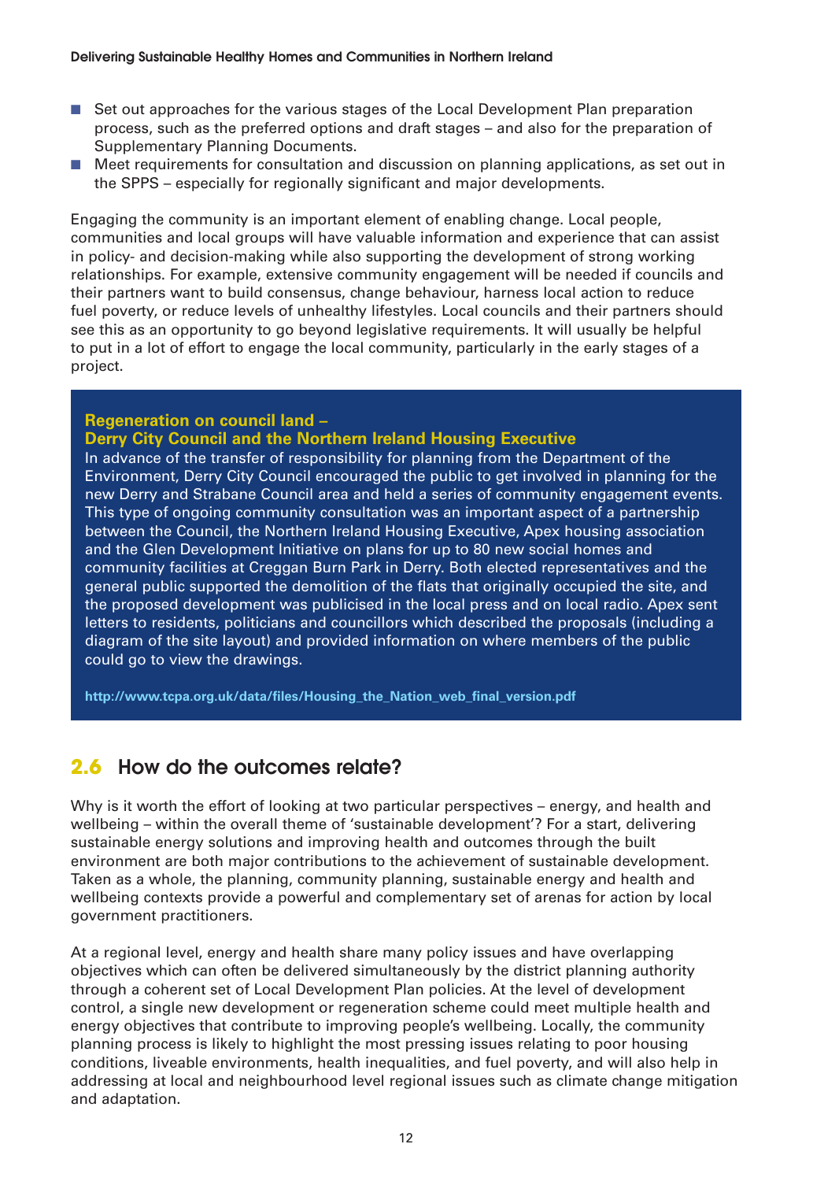- Set out approaches for the various stages of the Local Development Plan preparation process, such as the preferred options and draft stages – and also for the preparation of Supplementary Planning Documents.
- Meet requirements for consultation and discussion on planning applications, as set out in the SPPS – especially for regionally significant and major developments.

Engaging the community is an important element of enabling change. Local people, communities and local groups will have valuable information and experience that can assist in policy- and decision-making while also supporting the development of strong working relationships. For example, extensive community engagement will be needed if councils and their partners want to build consensus, change behaviour, harness local action to reduce fuel poverty, or reduce levels of unhealthy lifestyles. Local councils and their partners should see this as an opportunity to go beyond legislative requirements. It will usually be helpful to put in a lot of effort to engage the local community, particularly in the early stages of a project.

**Regeneration on council land – Derry City Council and the Northern Ireland Housing Executive**

In advance of the transfer of responsibility for planning from the Department of the Environment, Derry City Council encouraged the public to get involved in planning for the new Derry and Strabane Council area and held a series of community engagement events. This type of ongoing community consultation was an important aspect of a partnership between the Council, the Northern Ireland Housing Executive, Apex housing association and the Glen Development Initiative on plans for up to 80 new social homes and community facilities at Creggan Burn Park in Derry. Both elected representatives and the general public supported the demolition of the flats that originally occupied the site, and the proposed development was publicised in the local press and on local radio. Apex sent letters to residents, politicians and councillors which described the proposals (including a diagram of the site layout) and provided information on where members of the public could go to view the drawings.

http://www.tcpa.org.uk/data/files/Housing_the_Nation_web_final_version.pdf

## 2.6 How do the outcomes relate?

Why is it worth the effort of looking at two particular perspectives – energy, and health and wellbeing – within the overall theme of 'sustainable development'? For a start, delivering sustainable energy solutions and improving health and outcomes through the built environment are both major contributions to the achievement of sustainable development. Taken as a whole, the planning, community planning, sustainable energy and health and wellbeing contexts provide a powerful and complementary set of arenas for action by local government practitioners.

At a regional level, energy and health share many policy issues and have overlapping objectives which can often be delivered simultaneously by the district planning authority through a coherent set of Local Development Plan policies. At the level of development control, a single new development or regeneration scheme could meet multiple health and energy objectives that contribute to improving people's wellbeing. Locally, the community planning process is likely to highlight the most pressing issues relating to poor housing conditions, liveable environments, health inequalities, and fuel poverty, and will also help in addressing at local and neighbourhood level regional issues such as climate change mitigation and adaptation.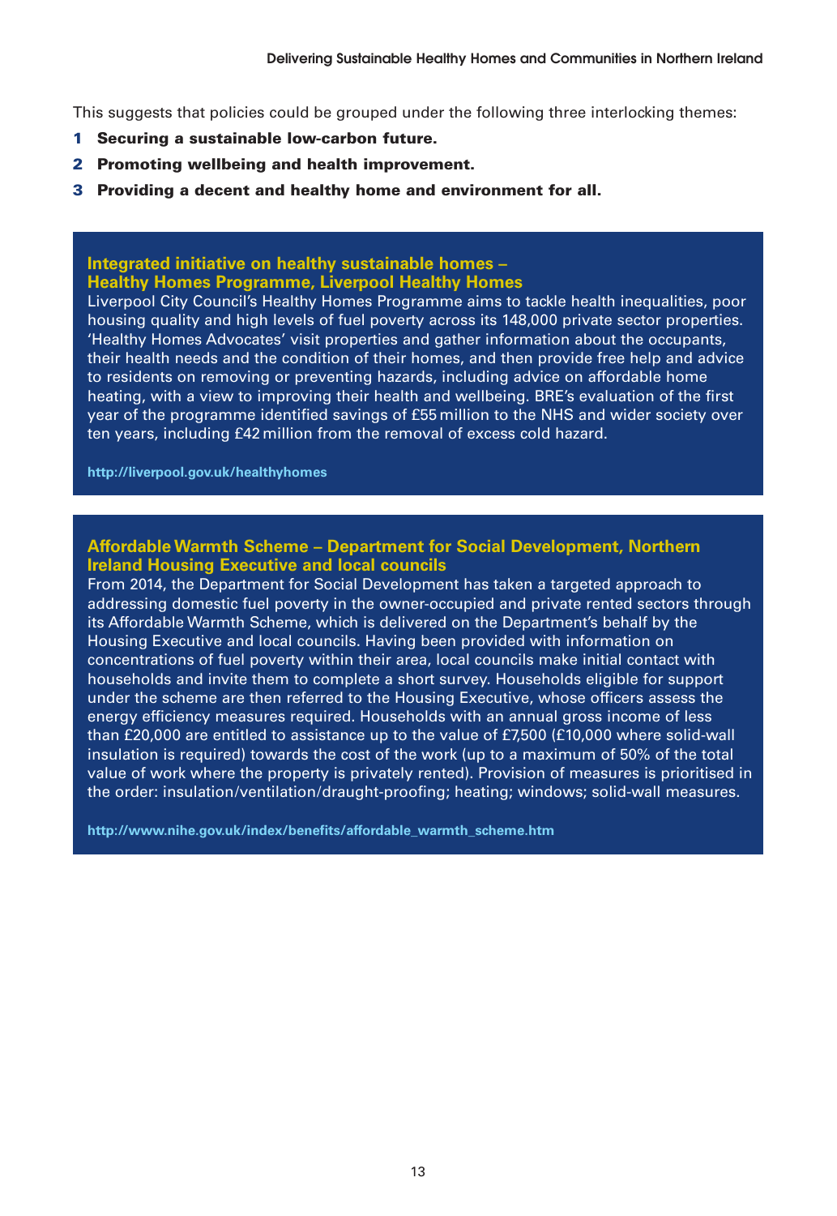This suggests that policies could be grouped under the following three interlocking themes:

1. **Securing a sustainable low-carbon future.**
2. **Promoting wellbeing and health improvement.**
3. **Providing a decent and healthy home and environment for all.**

### Integrated initiative on healthy sustainable homes – Healthy Homes Programme, Liverpool Healthy Homes

Liverpool City Council's Healthy Homes Programme aims to tackle health inequalities, poor housing quality and high levels of fuel poverty across its 148,000 private sector properties. 'Healthy Homes Advocates' visit properties and gather information about the occupants, their health needs and the condition of their homes, and then provide free help and advice to residents on removing or preventing hazards, including advice on affordable home heating, with a view to improving their health and wellbeing. BRE's evaluation of the first year of the programme identified savings of £55 million to the NHS and wider society over ten years, including £42 million from the removal of excess cold hazard.

http://liverpool.gov.uk/healthyhomes

### Affordable Warmth Scheme – Department for Social Development, Northern Ireland Housing Executive and local councils

From 2014, the Department for Social Development has taken a targeted approach to addressing domestic fuel poverty in the owner-occupied and private rented sectors through its Affordable Warmth Scheme, which is delivered on the Department's behalf by the Housing Executive and local councils. Having been provided with information on concentrations of fuel poverty within their area, local councils make initial contact with households and invite them to complete a short survey. Households eligible for support under the scheme are then referred to the Housing Executive, whose officers assess the energy efficiency measures required. Households with an annual gross income of less than £20,000 are entitled to assistance up to the value of £7,500 (£10,000 where solid-wall insulation is required) towards the cost of the work (up to a maximum of 50% of the total value of work where the property is privately rented). Provision of measures is prioritised in the order: insulation/ventilation/draught-proofing; heating; windows; solid-wall measures.

http://www.nihe.gov.uk/index/benefits/affordable_warmth_scheme.htm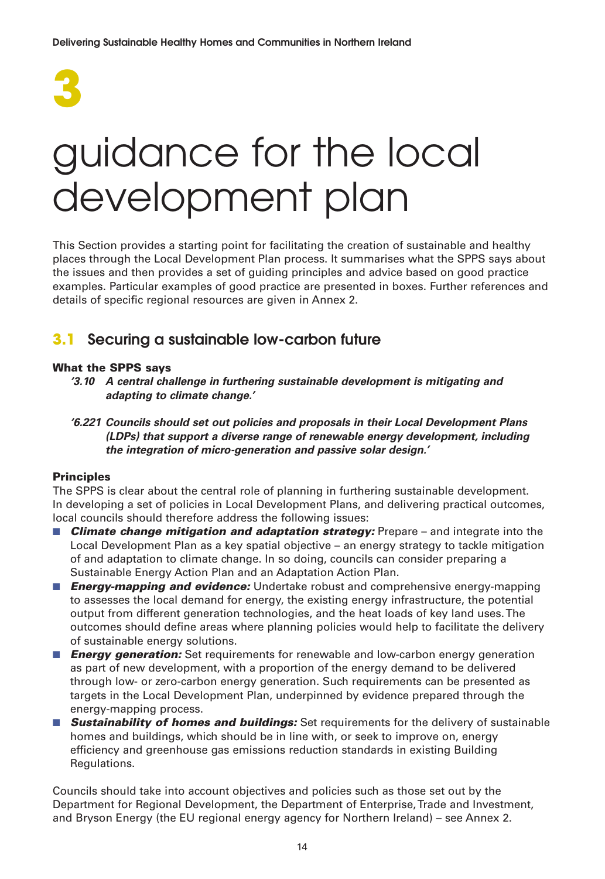# 3

# guidance for the local development plan

This Section provides a starting point for facilitating the creation of sustainable and healthy places through the Local Development Plan process. It summarises what the SPPS says about the issues and then provides a set of guiding principles and advice based on good practice examples. Particular examples of good practice are presented in boxes. Further references and details of specific regional resources are given in Annex 2.

## 3.1 Securing a sustainable low-carbon future

#### What the SPPS says

> ***'3.10 A central challenge in furthering sustainable development is mitigating and adapting to climate change.'***
>
> ***'6.221 Councils should set out policies and proposals in their Local Development Plans (LDPs) that support a diverse range of renewable energy development, including the integration of micro-generation and passive solar design.'***

#### Principles

The SPPS is clear about the central role of planning in furthering sustainable development. In developing a set of policies in Local Development Plans, and delivering practical outcomes, local councils should therefore address the following issues:

- ***Climate change mitigation and adaptation strategy:*** Prepare – and integrate into the Local Development Plan as a key spatial objective – an energy strategy to tackle mitigation of and adaptation to climate change. In so doing, councils can consider preparing a Sustainable Energy Action Plan and an Adaptation Action Plan.
- ***Energy-mapping and evidence:*** Undertake robust and comprehensive energy-mapping to assesses the local demand for energy, the existing energy infrastructure, the potential output from different generation technologies, and the heat loads of key land uses. The outcomes should define areas where planning policies would help to facilitate the delivery of sustainable energy solutions.
- ***Energy generation:*** Set requirements for renewable and low-carbon energy generation as part of new development, with a proportion of the energy demand to be delivered through low- or zero-carbon energy generation. Such requirements can be presented as targets in the Local Development Plan, underpinned by evidence prepared through the energy-mapping process.
- ***Sustainability of homes and buildings:*** Set requirements for the delivery of sustainable homes and buildings, which should be in line with, or seek to improve on, energy efficiency and greenhouse gas emissions reduction standards in existing Building Regulations.

Councils should take into account objectives and policies such as those set out by the Department for Regional Development, the Department of Enterprise, Trade and Investment, and Bryson Energy (the EU regional energy agency for Northern Ireland) – see Annex 2.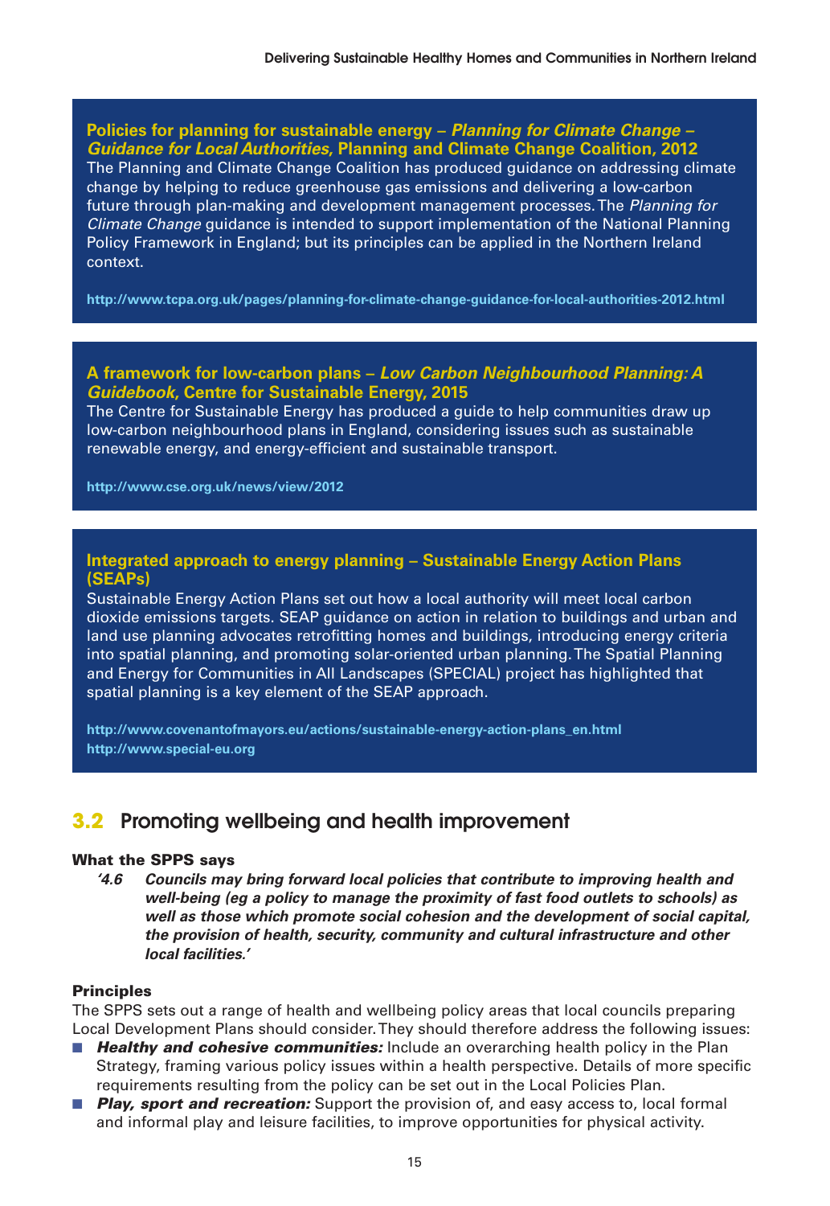**Policies for planning for sustainable energy – *Planning for Climate Change – Guidance for Local Authorities*, Planning and Climate Change Coalition, 2012**

The Planning and Climate Change Coalition has produced guidance on addressing climate change by helping to reduce greenhouse gas emissions and delivering a low-carbon future through plan-making and development management processes. The *Planning for Climate Change* guidance is intended to support implementation of the National Planning Policy Framework in England; but its principles can be applied in the Northern Ireland context.

http://www.tcpa.org.uk/pages/planning-for-climate-change-guidance-for-local-authorities-2012.html

**A framework for low-carbon plans – *Low Carbon Neighbourhood Planning: A Guidebook*, Centre for Sustainable Energy, 2015**

The Centre for Sustainable Energy has produced a guide to help communities draw up low-carbon neighbourhood plans in England, considering issues such as sustainable renewable energy, and energy-efficient and sustainable transport.

http://www.cse.org.uk/news/view/2012

**Integrated approach to energy planning – Sustainable Energy Action Plans (SEAPs)**

Sustainable Energy Action Plans set out how a local authority will meet local carbon dioxide emissions targets. SEAP guidance on action in relation to buildings and urban and land use planning advocates retrofitting homes and buildings, introducing energy criteria into spatial planning, and promoting solar-oriented urban planning. The Spatial Planning and Energy for Communities in All Landscapes (SPECIAL) project has highlighted that spatial planning is a key element of the SEAP approach.

http://www.covenantofmayors.eu/actions/sustainable-energy-action-plans_en.html
http://www.special-eu.org

## 3.2 Promoting wellbeing and health improvement

**What the SPPS says**

> ***'4.6 Councils may bring forward local policies that contribute to improving health and well-being (eg a policy to manage the proximity of fast food outlets to schools) as well as those which promote social cohesion and the development of social capital, the provision of health, security, community and cultural infrastructure and other local facilities.'***

**Principles**

The SPPS sets out a range of health and wellbeing policy areas that local councils preparing Local Development Plans should consider. They should therefore address the following issues:

- ***Healthy and cohesive communities:*** Include an overarching health policy in the Plan Strategy, framing various policy issues within a health perspective. Details of more specific requirements resulting from the policy can be set out in the Local Policies Plan.
- ***Play, sport and recreation:*** Support the provision of, and easy access to, local formal and informal play and leisure facilities, to improve opportunities for physical activity.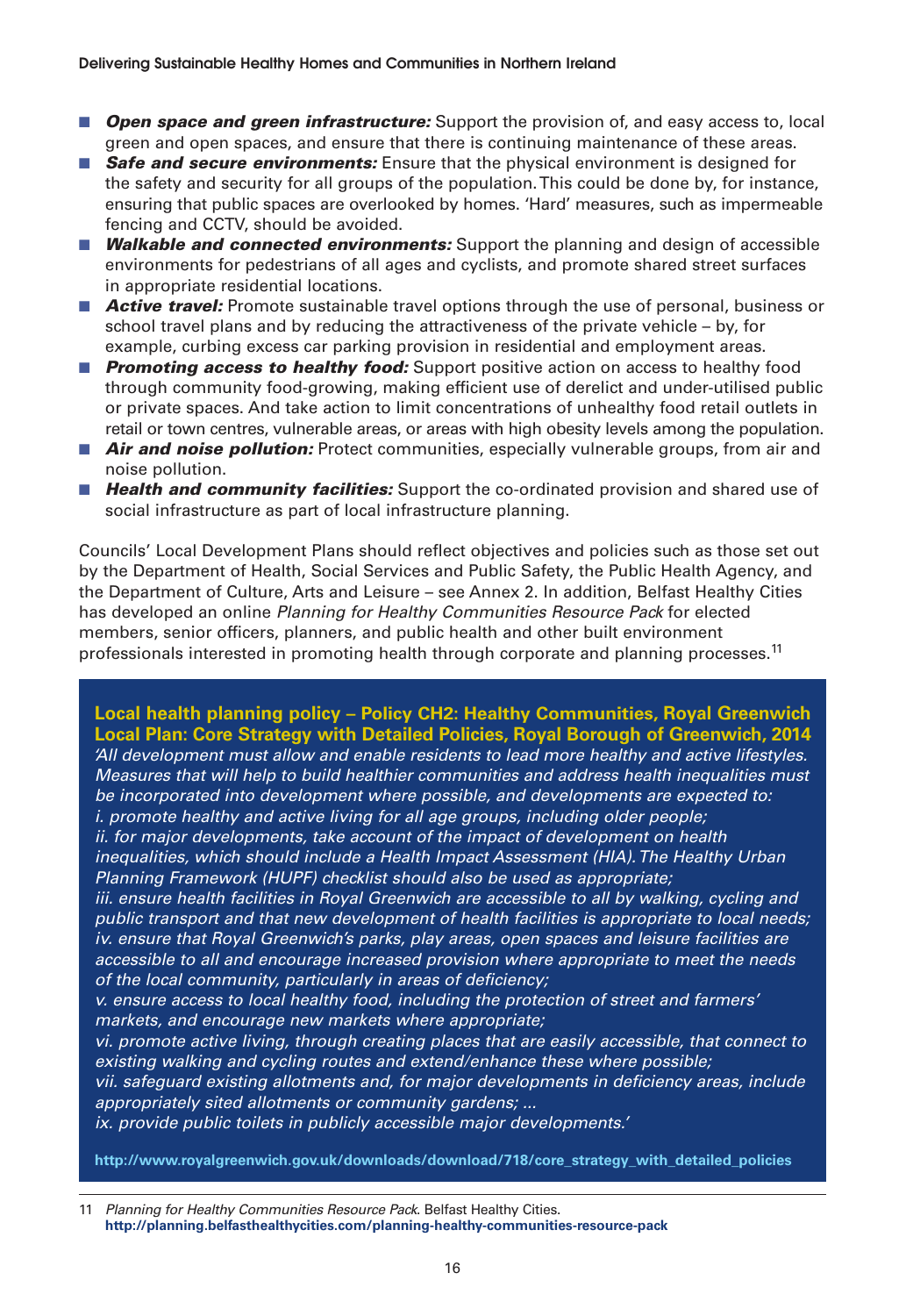- ***Open space and green infrastructure:*** Support the provision of, and easy access to, local green and open spaces, and ensure that there is continuing maintenance of these areas.
- ***Safe and secure environments:*** Ensure that the physical environment is designed for the safety and security for all groups of the population. This could be done by, for instance, ensuring that public spaces are overlooked by homes. 'Hard' measures, such as impermeable fencing and CCTV, should be avoided.
- ***Walkable and connected environments:*** Support the planning and design of accessible environments for pedestrians of all ages and cyclists, and promote shared street surfaces in appropriate residential locations.
- ***Active travel:*** Promote sustainable travel options through the use of personal, business or school travel plans and by reducing the attractiveness of the private vehicle – by, for example, curbing excess car parking provision in residential and employment areas.
- ***Promoting access to healthy food:*** Support positive action on access to healthy food through community food-growing, making efficient use of derelict and under-utilised public or private spaces. And take action to limit concentrations of unhealthy food retail outlets in retail or town centres, vulnerable areas, or areas with high obesity levels among the population.
- ***Air and noise pollution:*** Protect communities, especially vulnerable groups, from air and noise pollution.
- ***Health and community facilities:*** Support the co-ordinated provision and shared use of social infrastructure as part of local infrastructure planning.

Councils' Local Development Plans should reflect objectives and policies such as those set out by the Department of Health, Social Services and Public Safety, the Public Health Agency, and the Department of Culture, Arts and Leisure – see Annex 2. In addition, Belfast Healthy Cities has developed an online *Planning for Healthy Communities Resource Pack* for elected members, senior officers, planners, and public health and other built environment professionals interested in promoting health through corporate and planning processes.[11]

**Local health planning policy – Policy CH2: Healthy Communities, Royal Greenwich Local Plan: Core Strategy with Detailed Policies, Royal Borough of Greenwich, 2014**

*'All development must allow and enable residents to lead more healthy and active lifestyles. Measures that will help to build healthier communities and address health inequalities must be incorporated into development where possible, and developments are expected to:*
*i. promote healthy and active living for all age groups, including older people;*
*ii. for major developments, take account of the impact of development on health inequalities, which should include a Health Impact Assessment (HIA). The Healthy Urban Planning Framework (HUPF) checklist should also be used as appropriate;*
*iii. ensure health facilities in Royal Greenwich are accessible to all by walking, cycling and public transport and that new development of health facilities is appropriate to local needs;*
*iv. ensure that Royal Greenwich's parks, play areas, open spaces and leisure facilities are accessible to all and encourage increased provision where appropriate to meet the needs of the local community, particularly in areas of deficiency;*
*v. ensure access to local healthy food, including the protection of street and farmers' markets, and encourage new markets where appropriate;*
*vi. promote active living, through creating places that are easily accessible, that connect to existing walking and cycling routes and extend/enhance these where possible;*
*vii. safeguard existing allotments and, for major developments in deficiency areas, include appropriately sited allotments or community gardens; ...*
*ix. provide public toilets in publicly accessible major developments.'*

**http://www.royalgreenwich.gov.uk/downloads/download/718/core_strategy_with_detailed_policies**

11 *Planning for Healthy Communities Resource Pack*. Belfast Healthy Cities. **http://planning.belfasthealthycities.com/planning-healthy-communities-resource-pack**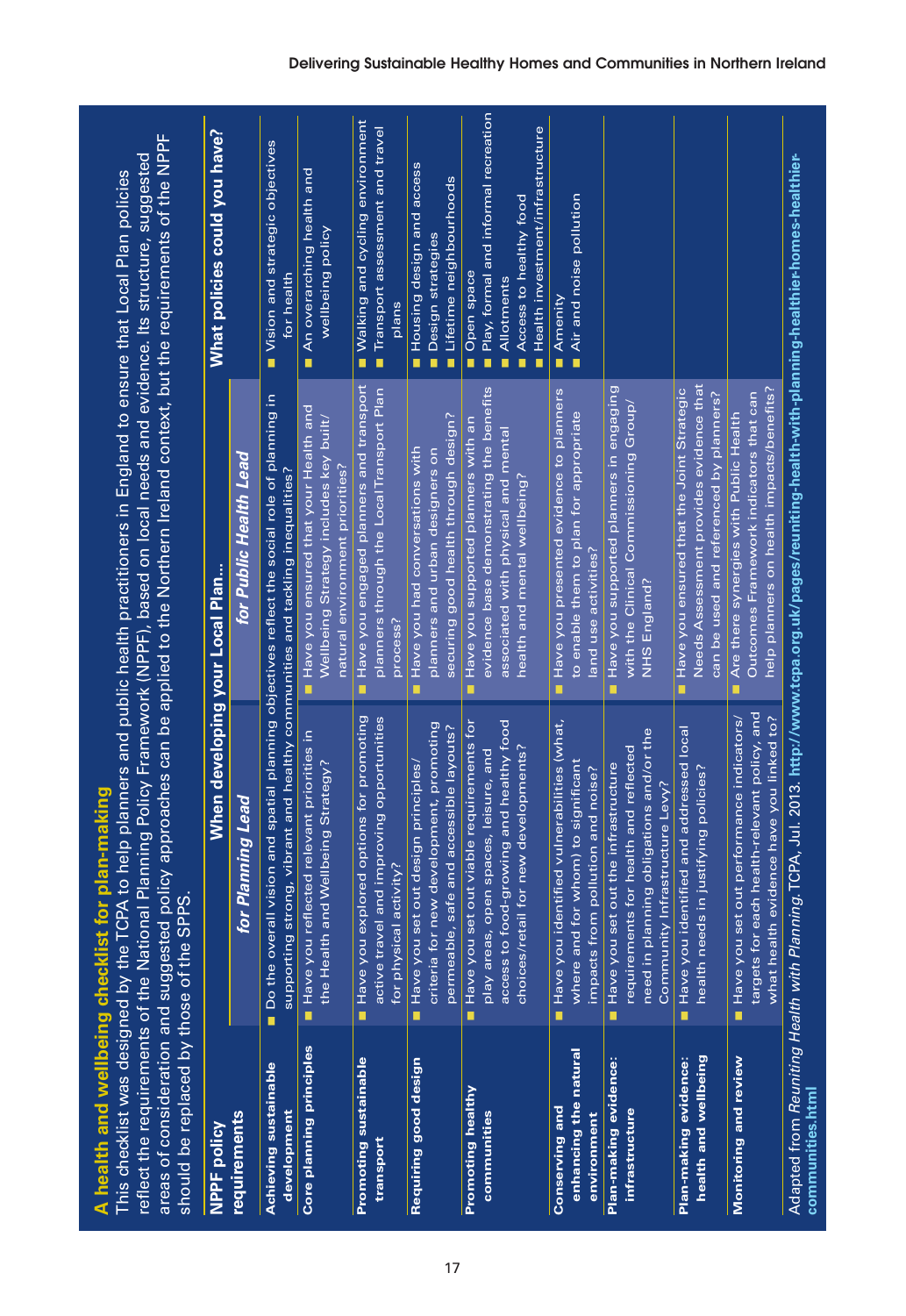## A health and wellbeing checklist for plan-making

This checklist was designed by the TCPA to help planners and public health practitioners in England to ensure that Local Plan policies reflect the requirements of the National Planning Policy Framework (NPPF), based on local needs and evidence. Its structure, suggested areas of consideration and suggested policy approaches can be applied to the Northern Ireland context, but the requirements of the NPPF should be replaced by those of the SPPS.

| NPPF policy requirements | When developing your Local Plan... for Planning Lead | for Public Health Lead | What policies could you have? |
|---|---|---|---|
| **Achieving sustainable development** | Do the overall vision and spatial planning objectives reflect the social role of planning in supporting strong, vibrant and healthy communities and tackling inequalities? | | Vision and strategic objectives for health |
| **Core planning principles** | Have you reflected relevant priorities in the Health and Wellbeing Strategy? | Have you ensured that your Health and Wellbeing Strategy includes key built/natural environment priorities? | An overarching health and wellbeing policy |
| **Promoting sustainable transport** | Have you explored options for promoting active travel and improving opportunities for physical activity? | Have you engaged planners and transport planners through the Local Transport Plan process? | Walking and cycling environment<br>Transport assessment and travel plans |
| **Requiring good design** | Have you set out design principles/criteria for new development, promoting permeable, safe and accessible layouts? | Have you had conversations with planners and urban designers on securing good health through design? | Housing design and access<br>Design strategies<br>Lifetime neighbourhoods |
| **Promoting healthy communities** | Have you set out viable requirements for play areas, open spaces, leisure, and access to food-growing and healthy food choices/retail for new developments? | Have you supported planners with an evidence base demonstrating the benefits associated with physical and mental health and mental wellbeing? | Open space<br>Play, formal and informal recreation<br>Allotments<br>Access to healthy food<br>Health investment/infrastructure |
| **Conserving and enhancing the natural environment** | Have you identified vulnerabilities (what, where and for whom) to significant impacts from pollution and noise? | Have you presented evidence to planners to enable them to plan for appropriate land use activities? | Amenity<br>Air and noise pollution |
| **Plan-making evidence: infrastructure** | Have you set out the infrastructure requirements for health and reflected need in planning obligations and/or the Community Infrastructure Levy? | Have you supported planners in engaging with the Clinical Commissioning Group/NHS England? | |
| **Plan-making evidence: health and wellbeing** | Have you identified and addressed local health needs in justifying policies? | Have you ensured that the Joint Strategic Needs Assessment provides evidence that can be used and referenced by planners? | |
| **Monitoring and review** | Have you set out performance indicators/targets for each health-relevant policy, and what health evidence have you linked to? | Are there synergies with Public Health Outcomes Framework indicators that can help planners on health impacts/benefits? | |

Adapted from *Reuniting Health with Planning*. TCPA, Jul. 2013. **http://www.tcpa.org.uk/pages/reuniting-health-with-planning-healthier-homes-healthier-communities.html**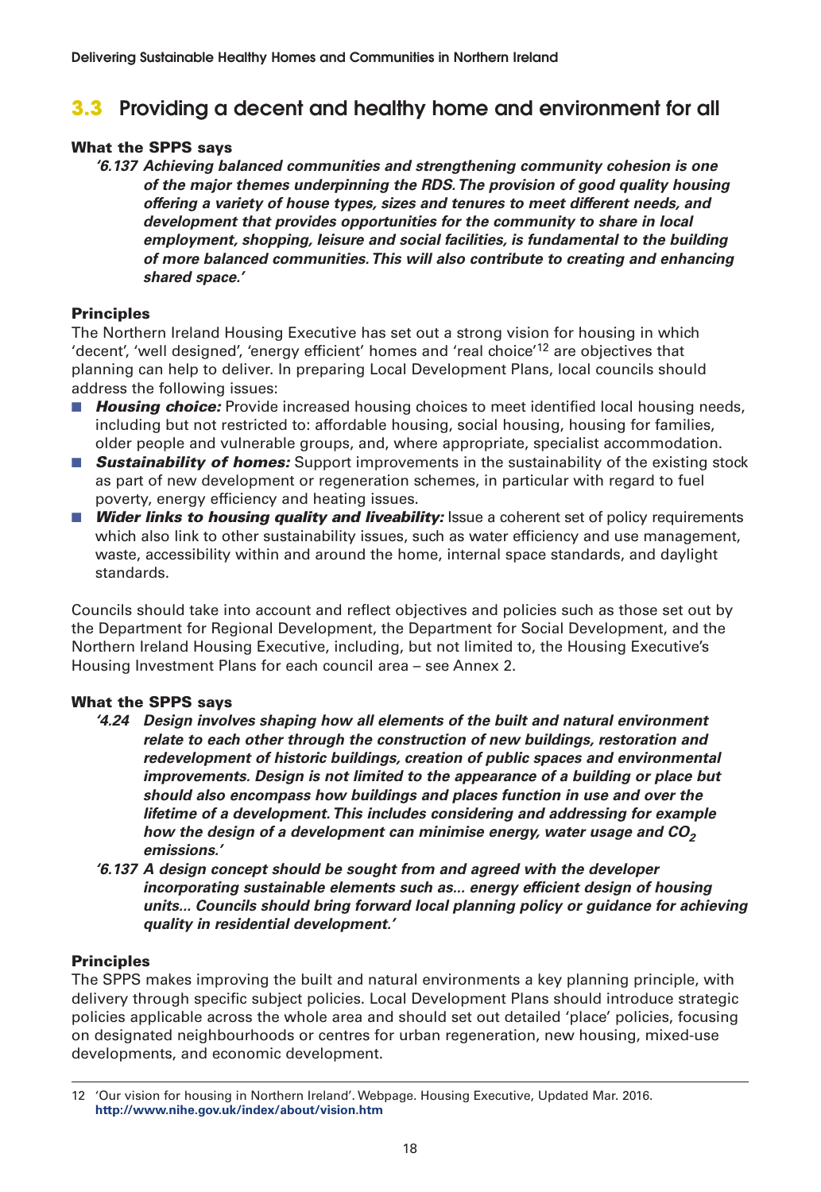## 3.3 Providing a decent and healthy home and environment for all

#### What the SPPS says

> ***'6.137 Achieving balanced communities and strengthening community cohesion is one of the major themes underpinning the RDS. The provision of good quality housing offering a variety of house types, sizes and tenures to meet different needs, and development that provides opportunities for the community to share in local employment, shopping, leisure and social facilities, is fundamental to the building of more balanced communities. This will also contribute to creating and enhancing shared space.'***

#### Principles

The Northern Ireland Housing Executive has set out a strong vision for housing in which 'decent', 'well designed', 'energy efficient' homes and 'real choice'[12] are objectives that planning can help to deliver. In preparing Local Development Plans, local councils should address the following issues:

- ***Housing choice:*** Provide increased housing choices to meet identified local housing needs, including but not restricted to: affordable housing, social housing, housing for families, older people and vulnerable groups, and, where appropriate, specialist accommodation.
- ***Sustainability of homes:*** Support improvements in the sustainability of the existing stock as part of new development or regeneration schemes, in particular with regard to fuel poverty, energy efficiency and heating issues.
- ***Wider links to housing quality and liveability:*** Issue a coherent set of policy requirements which also link to other sustainability issues, such as water efficiency and use management, waste, accessibility within and around the home, internal space standards, and daylight standards.

Councils should take into account and reflect objectives and policies such as those set out by the Department for Regional Development, the Department for Social Development, and the Northern Ireland Housing Executive, including, but not limited to, the Housing Executive's Housing Investment Plans for each council area – see Annex 2.

#### What the SPPS says

> ***'4.24 Design involves shaping how all elements of the built and natural environment relate to each other through the construction of new buildings, restoration and redevelopment of historic buildings, creation of public spaces and environmental improvements. Design is not limited to the appearance of a building or place but should also encompass how buildings and places function in use and over the lifetime of a development. This includes considering and addressing for example how the design of a development can minimise energy, water usage and $CO_2$ emissions.'***
>
> ***'6.137 A design concept should be sought from and agreed with the developer incorporating sustainable elements such as... energy efficient design of housing units... Councils should bring forward local planning policy or guidance for achieving quality in residential development.'***

#### Principles

The SPPS makes improving the built and natural environments a key planning principle, with delivery through specific subject policies. Local Development Plans should introduce strategic policies applicable across the whole area and should set out detailed 'place' policies, focusing on designated neighbourhoods or centres for urban regeneration, new housing, mixed-use developments, and economic development.

---

12 'Our vision for housing in Northern Ireland'. Webpage. Housing Executive, Updated Mar. 2016. **http://www.nihe.gov.uk/index/about/vision.htm**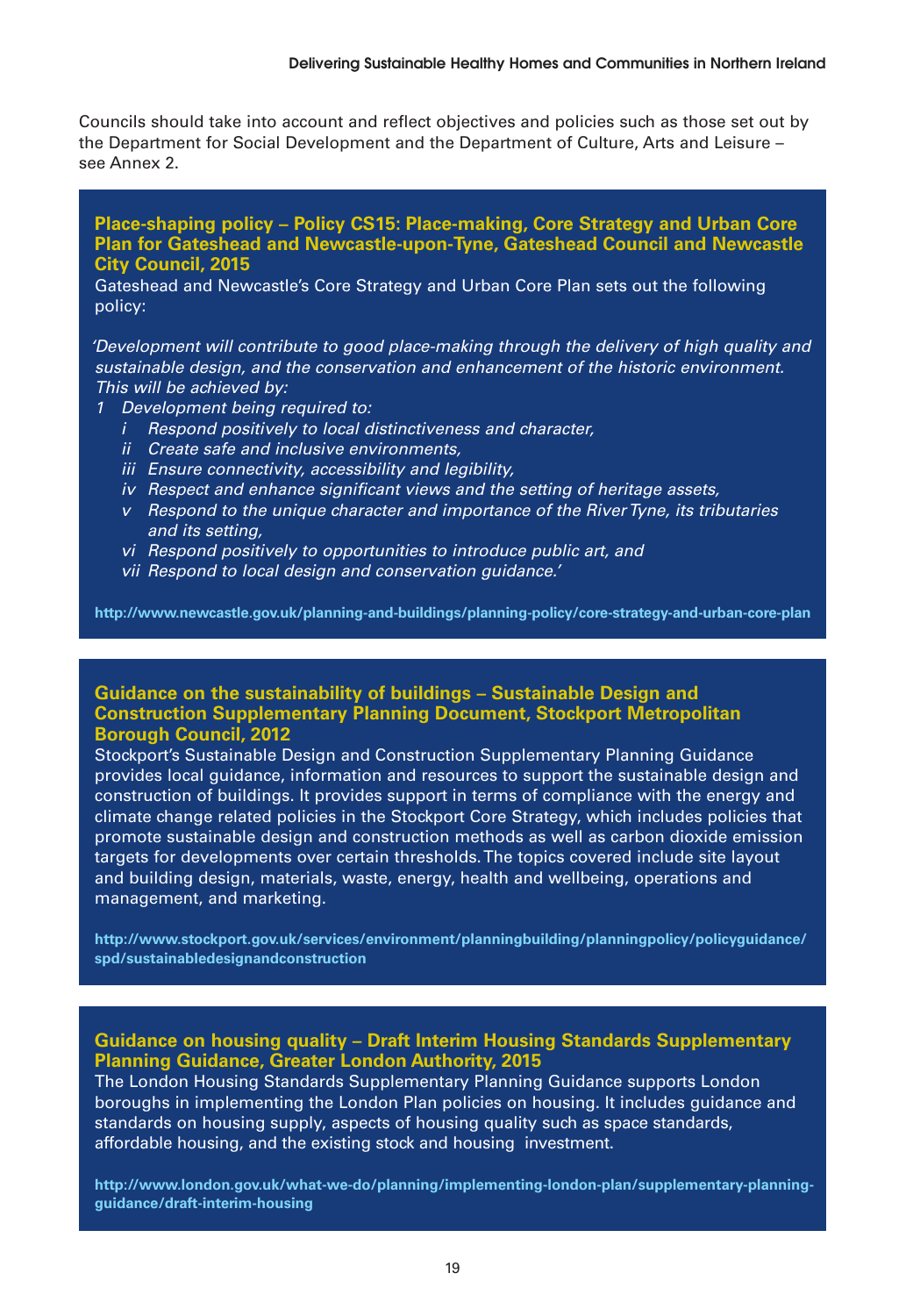Councils should take into account and reflect objectives and policies such as those set out by the Department for Social Development and the Department of Culture, Arts and Leisure – see Annex 2.

**Place-shaping policy – Policy CS15: Place-making, Core Strategy and Urban Core Plan for Gateshead and Newcastle-upon-Tyne, Gateshead Council and Newcastle City Council, 2015**

Gateshead and Newcastle's Core Strategy and Urban Core Plan sets out the following policy:

*'Development will contribute to good place-making through the delivery of high quality and sustainable design, and the conservation and enhancement of the historic environment. This will be achieved by:*

*1 Development being required to:*
- *i Respond positively to local distinctiveness and character,*
- *ii Create safe and inclusive environments,*
- *iii Ensure connectivity, accessibility and legibility,*
- *iv Respect and enhance significant views and the setting of heritage assets,*
- *v Respond to the unique character and importance of the River Tyne, its tributaries and its setting,*
- *vi Respond positively to opportunities to introduce public art, and*
- *vii Respond to local design and conservation guidance.'*

**http://www.newcastle.gov.uk/planning-and-buildings/planning-policy/core-strategy-and-urban-core-plan**

**Guidance on the sustainability of buildings – Sustainable Design and Construction Supplementary Planning Document, Stockport Metropolitan Borough Council, 2012**

Stockport's Sustainable Design and Construction Supplementary Planning Guidance provides local guidance, information and resources to support the sustainable design and construction of buildings. It provides support in terms of compliance with the energy and climate change related policies in the Stockport Core Strategy, which includes policies that promote sustainable design and construction methods as well as carbon dioxide emission targets for developments over certain thresholds. The topics covered include site layout and building design, materials, waste, energy, health and wellbeing, operations and management, and marketing.

**http://www.stockport.gov.uk/services/environment/planningbuilding/planningpolicy/policyguidance/spd/sustainabledesignandconstruction**

**Guidance on housing quality – Draft Interim Housing Standards Supplementary Planning Guidance, Greater London Authority, 2015**

The London Housing Standards Supplementary Planning Guidance supports London boroughs in implementing the London Plan policies on housing. It includes guidance and standards on housing supply, aspects of housing quality such as space standards, affordable housing, and the existing stock and housing investment.

**http://www.london.gov.uk/what-we-do/planning/implementing-london-plan/supplementary-planning-guidance/draft-interim-housing**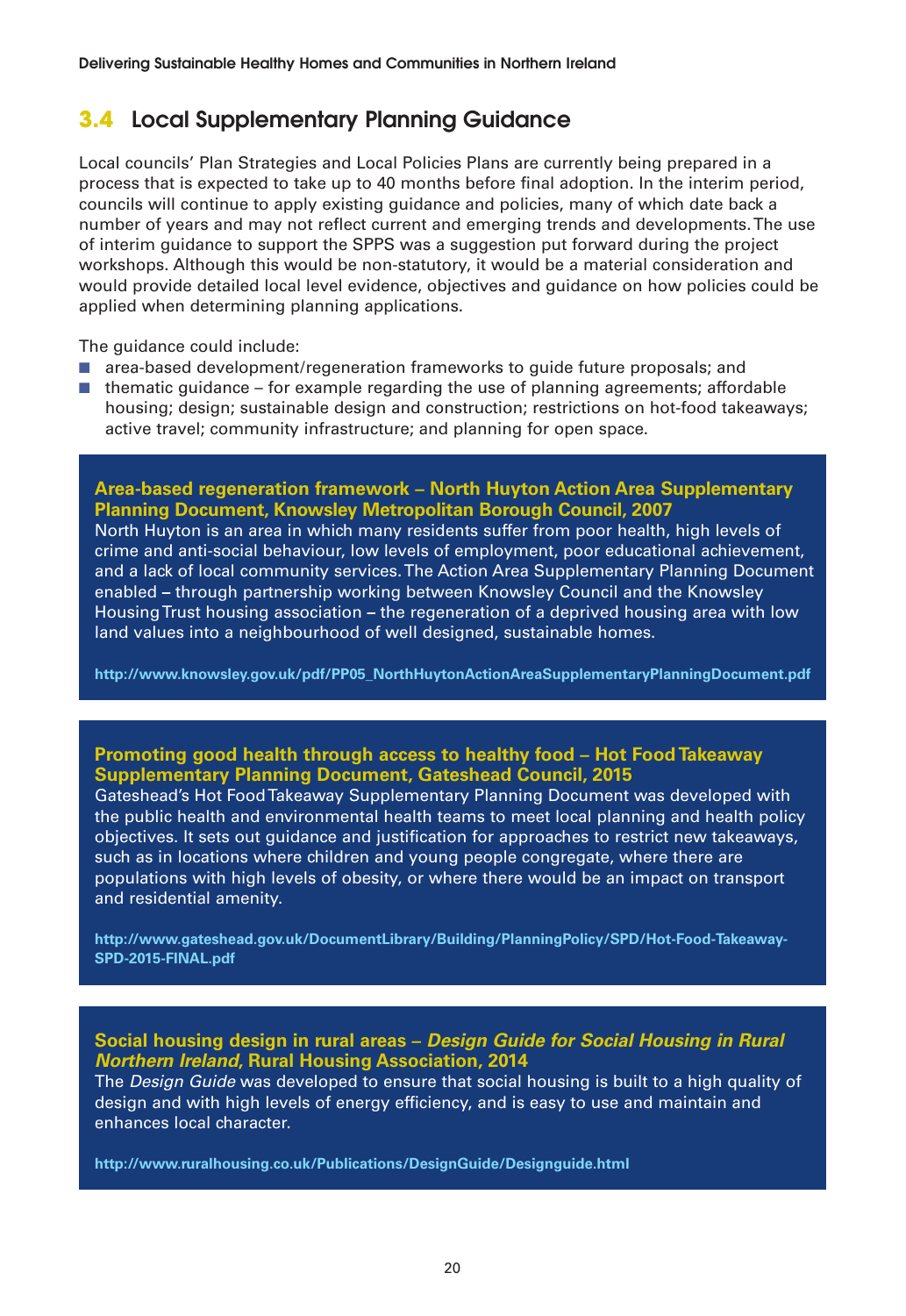## 3.4 Local Supplementary Planning Guidance

Local councils' Plan Strategies and Local Policies Plans are currently being prepared in a process that is expected to take up to 40 months before final adoption. In the interim period, councils will continue to apply existing guidance and policies, many of which date back a number of years and may not reflect current and emerging trends and developments. The use of interim guidance to support the SPPS was a suggestion put forward during the project workshops. Although this would be non-statutory, it would be a material consideration and would provide detailed local level evidence, objectives and guidance on how policies could be applied when determining planning applications.

The guidance could include:

- area-based development/regeneration frameworks to guide future proposals; and
- thematic guidance – for example regarding the use of planning agreements; affordable housing; design; sustainable design and construction; restrictions on hot-food takeaways; active travel; community infrastructure; and planning for open space.

**Area-based regeneration framework – North Huyton Action Area Supplementary Planning Document, Knowsley Metropolitan Borough Council, 2007**

North Huyton is an area in which many residents suffer from poor health, high levels of crime and anti-social behaviour, low levels of employment, poor educational achievement, and a lack of local community services. The Action Area Supplementary Planning Document enabled – through partnership working between Knowsley Council and the Knowsley Housing Trust housing association – the regeneration of a deprived housing area with low land values into a neighbourhood of well designed, sustainable homes.

http://www.knowsley.gov.uk/pdf/PP05_NorthHuytonActionAreaSupplementaryPlanningDocument.pdf

**Promoting good health through access to healthy food – Hot Food Takeaway Supplementary Planning Document, Gateshead Council, 2015**

Gateshead's Hot Food Takeaway Supplementary Planning Document was developed with the public health and environmental health teams to meet local planning and health policy objectives. It sets out guidance and justification for approaches to restrict new takeaways, such as in locations where children and young people congregate, where there are populations with high levels of obesity, or where there would be an impact on transport and residential amenity.

http://www.gateshead.gov.uk/DocumentLibrary/Building/PlanningPolicy/SPD/Hot-Food-Takeaway-SPD-2015-FINAL.pdf

**Social housing design in rural areas – *Design Guide for Social Housing in Rural Northern Ireland*, Rural Housing Association, 2014**

The *Design Guide* was developed to ensure that social housing is built to a high quality of design and with high levels of energy efficiency, and is easy to use and maintain and enhances local character.

http://www.ruralhousing.co.uk/Publications/DesignGuide/Designguide.html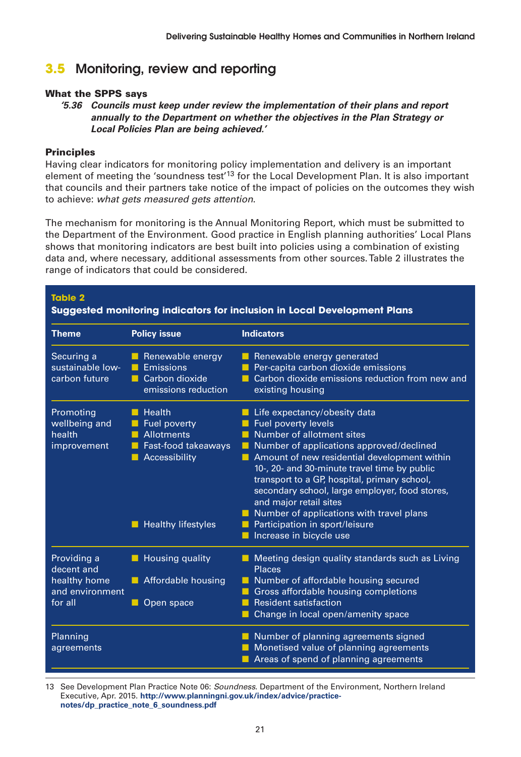## 3.5 Monitoring, review and reporting

**What the SPPS says**

> ***'5.36 Councils must keep under review the implementation of their plans and report annually to the Department on whether the objectives in the Plan Strategy or Local Policies Plan are being achieved.'***

**Principles**

Having clear indicators for monitoring policy implementation and delivery is an important element of meeting the 'soundness test'[13] for the Local Development Plan. It is also important that councils and their partners take notice of the impact of policies on the outcomes they wish to achieve: *what gets measured gets attention*.

The mechanism for monitoring is the Annual Monitoring Report, which must be submitted to the Department of the Environment. Good practice in English planning authorities' Local Plans shows that monitoring indicators are best built into policies using a combination of existing data and, where necessary, additional assessments from other sources. Table 2 illustrates the range of indicators that could be considered.

**Table 2**
**Suggested monitoring indicators for inclusion in Local Development Plans**

| Theme | Policy issue | Indicators |
|---|---|---|
| Securing a sustainable low-carbon future | Renewable energy; Emissions; Carbon dioxide emissions reduction | Renewable energy generated; Per-capita carbon dioxide emissions; Carbon dioxide emissions reduction from new and existing housing |
| Promoting wellbeing and health improvement | Health; Fuel poverty; Allotments; Fast-food takeaways; Accessibility | Life expectancy/obesity data; Fuel poverty levels; Number of allotment sites; Number of applications approved/declined; Amount of new residential development within 10-, 20- and 30-minute travel time by public transport to a GP, hospital, primary school, secondary school, large employer, food stores, and major retail sites; Number of applications with travel plans |
| | Healthy lifestyles | Participation in sport/leisure; Increase in bicycle use |
| Providing a decent and healthy home and environment for all | Housing quality | Meeting design quality standards such as Living Places |
| | Affordable housing | Number of affordable housing secured; Gross affordable housing completions; Resident satisfaction |
| | Open space | Change in local open/amenity space |
| Planning agreements | | Number of planning agreements signed; Monetised value of planning agreements; Areas of spend of planning agreements |

13 See Development Plan Practice Note 06: *Soundness*. Department of the Environment, Northern Ireland Executive, Apr. 2015. **http://www.planningni.gov.uk/index/advice/practice-notes/dp_practice_note_6_soundness.pdf**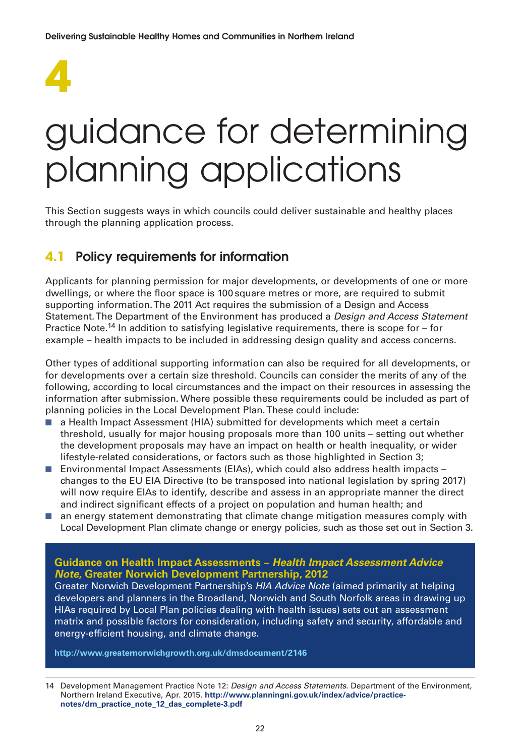# 4

# guidance for determining planning applications

This Section suggests ways in which councils could deliver sustainable and healthy places through the planning application process.

## 4.1 Policy requirements for information

Applicants for planning permission for major developments, or developments of one or more dwellings, or where the floor space is 100 square metres or more, are required to submit supporting information. The 2011 Act requires the submission of a Design and Access Statement. The Department of the Environment has produced a *Design and Access Statement* Practice Note.[14] In addition to satisfying legislative requirements, there is scope for – for example – health impacts to be included in addressing design quality and access concerns.

Other types of additional supporting information can also be required for all developments, or for developments over a certain size threshold. Councils can consider the merits of any of the following, according to local circumstances and the impact on their resources in assessing the information after submission. Where possible these requirements could be included as part of planning policies in the Local Development Plan. These could include:

- a Health Impact Assessment (HIA) submitted for developments which meet a certain threshold, usually for major housing proposals more than 100 units – setting out whether the development proposals may have an impact on health or health inequality, or wider lifestyle-related considerations, or factors such as those highlighted in Section 3;
- Environmental Impact Assessments (EIAs), which could also address health impacts – changes to the EU EIA Directive (to be transposed into national legislation by spring 2017) will now require EIAs to identify, describe and assess in an appropriate manner the direct and indirect significant effects of a project on population and human health; and
- an energy statement demonstrating that climate change mitigation measures comply with Local Development Plan climate change or energy policies, such as those set out in Section 3.

**Guidance on Health Impact Assessments – *Health Impact Assessment Advice Note*, Greater Norwich Development Partnership, 2012**

Greater Norwich Development Partnership's *HIA Advice Note* (aimed primarily at helping developers and planners in the Broadland, Norwich and South Norfolk areas in drawing up HIAs required by Local Plan policies dealing with health issues) sets out an assessment matrix and possible factors for consideration, including safety and security, affordable and energy-efficient housing, and climate change.

**http://www.greaternorwichgrowth.org.uk/dmsdocument/2146**

14 Development Management Practice Note 12: *Design and Access Statements*. Department of the Environment, Northern Ireland Executive, Apr. 2015. **http://www.planningni.gov.uk/index/advice/practice-notes/dm_practice_note_12_das_complete-3.pdf**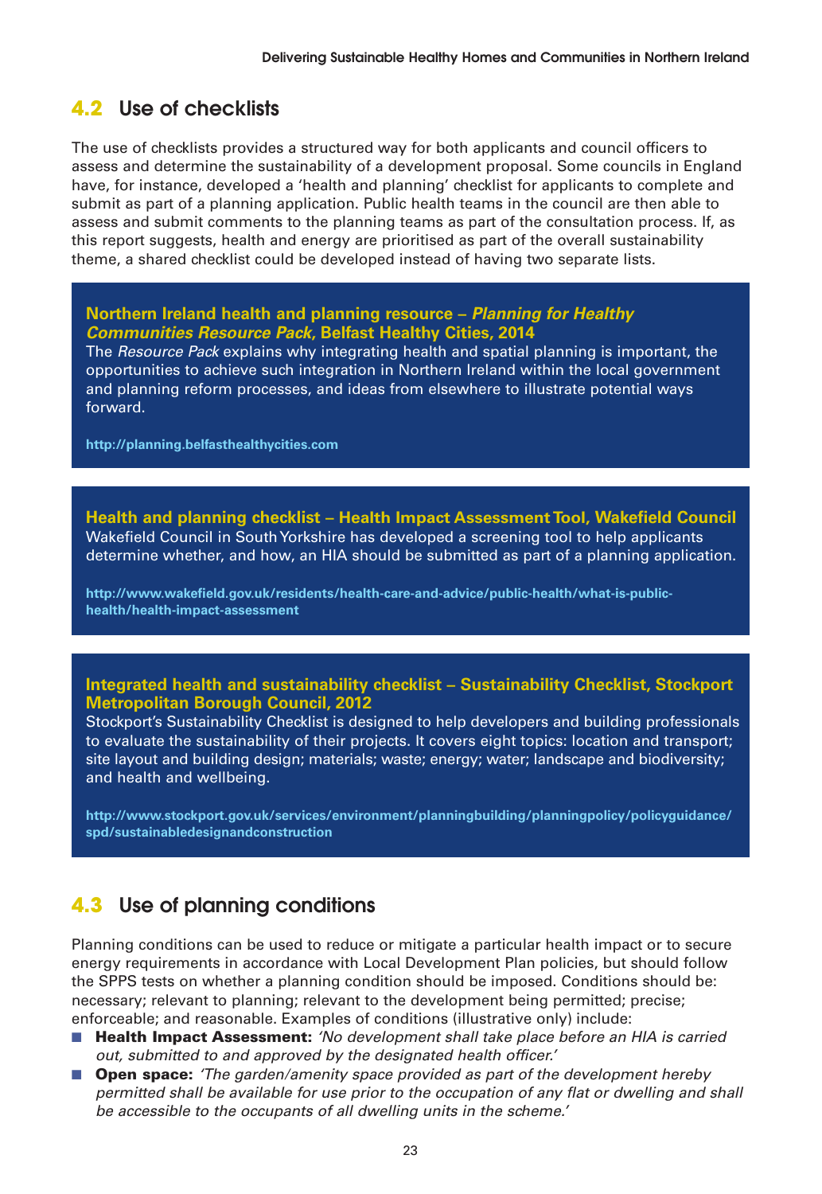## 4.2 Use of checklists

The use of checklists provides a structured way for both applicants and council officers to assess and determine the sustainability of a development proposal. Some councils in England have, for instance, developed a 'health and planning' checklist for applicants to complete and submit as part of a planning application. Public health teams in the council are then able to assess and submit comments to the planning teams as part of the consultation process. If, as this report suggests, health and energy are prioritised as part of the overall sustainability theme, a shared checklist could be developed instead of having two separate lists.

**Northern Ireland health and planning resource – *Planning for Healthy Communities Resource Pack*, Belfast Healthy Cities, 2014**

The *Resource Pack* explains why integrating health and spatial planning is important, the opportunities to achieve such integration in Northern Ireland within the local government and planning reform processes, and ideas from elsewhere to illustrate potential ways forward.

http://planning.belfasthealthycities.com

**Health and planning checklist – Health Impact Assessment Tool, Wakefield Council**

Wakefield Council in South Yorkshire has developed a screening tool to help applicants determine whether, and how, an HIA should be submitted as part of a planning application.

http://www.wakefield.gov.uk/residents/health-care-and-advice/public-health/what-is-public-health/health-impact-assessment

**Integrated health and sustainability checklist – Sustainability Checklist, Stockport Metropolitan Borough Council, 2012**

Stockport's Sustainability Checklist is designed to help developers and building professionals to evaluate the sustainability of their projects. It covers eight topics: location and transport; site layout and building design; materials; waste; energy; water; landscape and biodiversity; and health and wellbeing.

http://www.stockport.gov.uk/services/environment/planningbuilding/planningpolicy/policyguidance/spd/sustainabledesignandconstruction

## 4.3 Use of planning conditions

Planning conditions can be used to reduce or mitigate a particular health impact or to secure energy requirements in accordance with Local Development Plan policies, but should follow the SPPS tests on whether a planning condition should be imposed. Conditions should be: necessary; relevant to planning; relevant to the development being permitted; precise; enforceable; and reasonable. Examples of conditions (illustrative only) include:

- **Health Impact Assessment:** *'No development shall take place before an HIA is carried out, submitted to and approved by the designated health officer.'*
- **Open space:** *'The garden/amenity space provided as part of the development hereby permitted shall be available for use prior to the occupation of any flat or dwelling and shall be accessible to the occupants of all dwelling units in the scheme.'*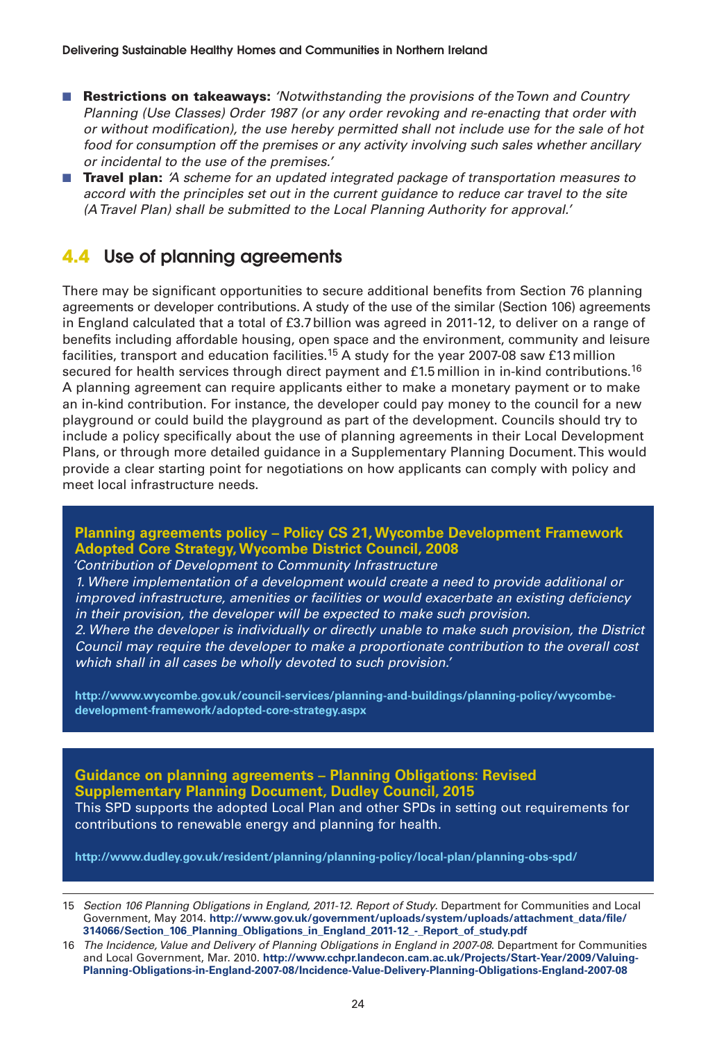- **Restrictions on takeaways:** *'Notwithstanding the provisions of the Town and Country Planning (Use Classes) Order 1987 (or any order revoking and re-enacting that order with or without modification), the use hereby permitted shall not include use for the sale of hot food for consumption off the premises or any activity involving such sales whether ancillary or incidental to the use of the premises.'*
- **Travel plan:** *'A scheme for an updated integrated package of transportation measures to accord with the principles set out in the current guidance to reduce car travel to the site (A Travel Plan) shall be submitted to the Local Planning Authority for approval.'*

## 4.4 Use of planning agreements

There may be significant opportunities to secure additional benefits from Section 76 planning agreements or developer contributions. A study of the use of the similar (Section 106) agreements in England calculated that a total of £3.7 billion was agreed in 2011-12, to deliver on a range of benefits including affordable housing, open space and the environment, community and leisure facilities, transport and education facilities.[15] A study for the year 2007-08 saw £13 million secured for health services through direct payment and £1.5 million in in-kind contributions.[16] A planning agreement can require applicants either to make a monetary payment or to make an in-kind contribution. For instance, the developer could pay money to the council for a new playground or could build the playground as part of the development. Councils should try to include a policy specifically about the use of planning agreements in their Local Development Plans, or through more detailed guidance in a Supplementary Planning Document. This would provide a clear starting point for negotiations on how applicants can comply with policy and meet local infrastructure needs.

**Planning agreements policy – Policy CS 21, Wycombe Development Framework Adopted Core Strategy, Wycombe District Council, 2008**

*'Contribution of Development to Community Infrastructure*
*1. Where implementation of a development would create a need to provide additional or improved infrastructure, amenities or facilities or would exacerbate an existing deficiency in their provision, the developer will be expected to make such provision.*
*2. Where the developer is individually or directly unable to make such provision, the District Council may require the developer to make a proportionate contribution to the overall cost which shall in all cases be wholly devoted to such provision.'*

**http://www.wycombe.gov.uk/council-services/planning-and-buildings/planning-policy/wycombe-development-framework/adopted-core-strategy.aspx**

**Guidance on planning agreements – Planning Obligations: Revised Supplementary Planning Document, Dudley Council, 2015**

This SPD supports the adopted Local Plan and other SPDs in setting out requirements for contributions to renewable energy and planning for health.

**http://www.dudley.gov.uk/resident/planning/planning-policy/local-plan/planning-obs-spd/**

---

15 *Section 106 Planning Obligations in England, 2011-12. Report of Study*. Department for Communities and Local Government, May 2014. **http://www.gov.uk/government/uploads/system/uploads/attachment_data/file/314066/Section_106_Planning_Obligations_in_England_2011-12_-_Report_of_study.pdf**

16 *The Incidence, Value and Delivery of Planning Obligations in England in 2007-08*. Department for Communities and Local Government, Mar. 2010. **http://www.cchpr.landecon.cam.ac.uk/Projects/Start-Year/2009/Valuing-Planning-Obligations-in-England-2007-08/Incidence-Value-Delivery-Planning-Obligations-England-2007-08**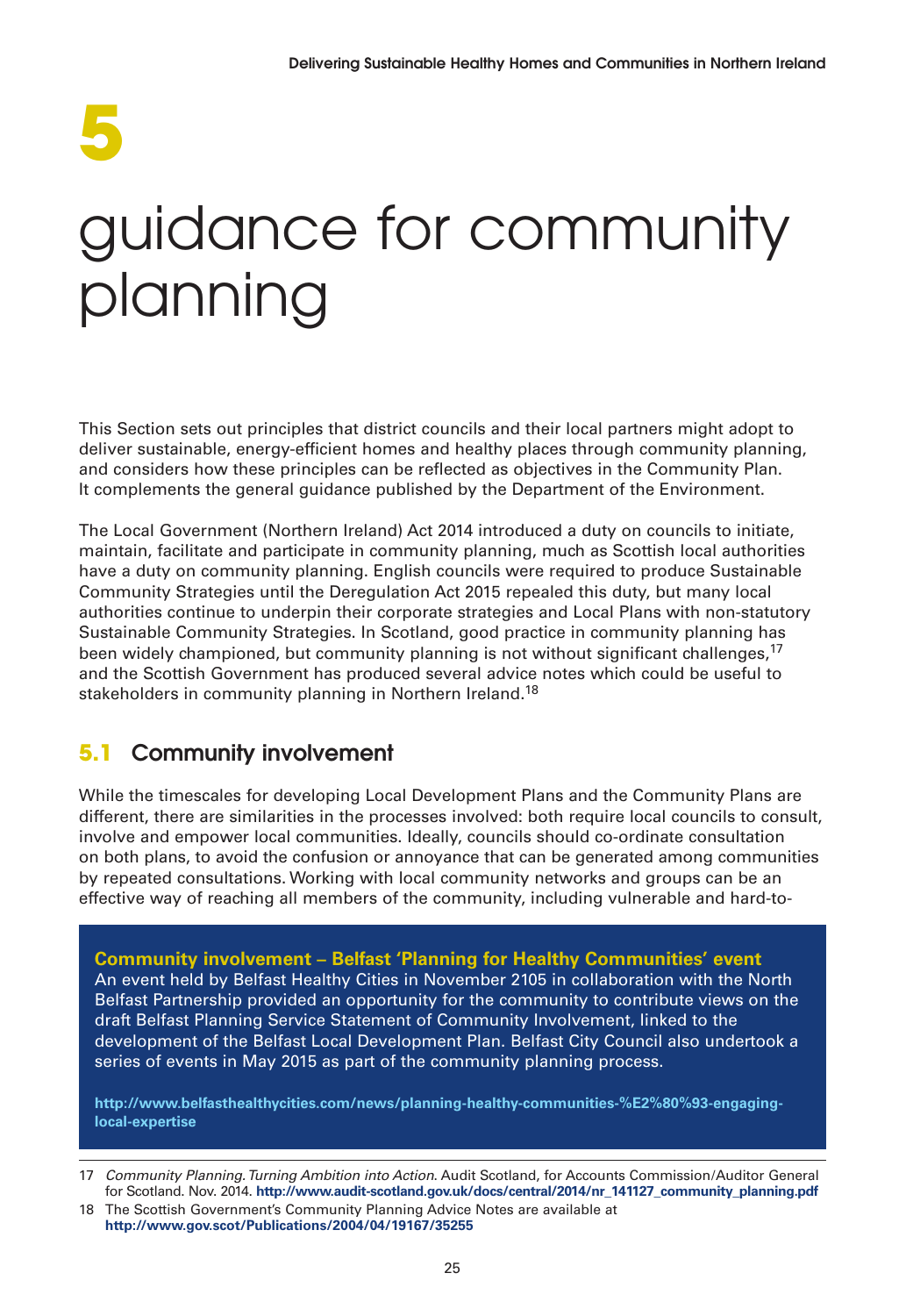# 5

# guidance for community planning

This Section sets out principles that district councils and their local partners might adopt to deliver sustainable, energy-efficient homes and healthy places through community planning, and considers how these principles can be reflected as objectives in the Community Plan. It complements the general guidance published by the Department of the Environment.

The Local Government (Northern Ireland) Act 2014 introduced a duty on councils to initiate, maintain, facilitate and participate in community planning, much as Scottish local authorities have a duty on community planning. English councils were required to produce Sustainable Community Strategies until the Deregulation Act 2015 repealed this duty, but many local authorities continue to underpin their corporate strategies and Local Plans with non-statutory Sustainable Community Strategies. In Scotland, good practice in community planning has been widely championed, but community planning is not without significant challenges,[17] and the Scottish Government has produced several advice notes which could be useful to stakeholders in community planning in Northern Ireland.[18]

## 5.1 Community involvement

While the timescales for developing Local Development Plans and the Community Plans are different, there are similarities in the processes involved: both require local councils to consult, involve and empower local communities. Ideally, councils should co-ordinate consultation on both plans, to avoid the confusion or annoyance that can be generated among communities by repeated consultations. Working with local community networks and groups can be an effective way of reaching all members of the community, including vulnerable and hard-to-

**Community involvement – Belfast 'Planning for Healthy Communities' event**
An event held by Belfast Healthy Cities in November 2105 in collaboration with the North Belfast Partnership provided an opportunity for the community to contribute views on the draft Belfast Planning Service Statement of Community Involvement, linked to the development of the Belfast Local Development Plan. Belfast City Council also undertook a series of events in May 2015 as part of the community planning process.

**http://www.belfasthealthycities.com/news/planning-healthy-communities-%E2%80%93-engaging-local-expertise**

---

17 *Community Planning. Turning Ambition into Action.* Audit Scotland, for Accounts Commission/Auditor General for Scotland. Nov. 2014. **http://www.audit-scotland.gov.uk/docs/central/2014/nr_141127_community_planning.pdf**

18 The Scottish Government's Community Planning Advice Notes are available at **http://www.gov.scot/Publications/2004/04/19167/35255**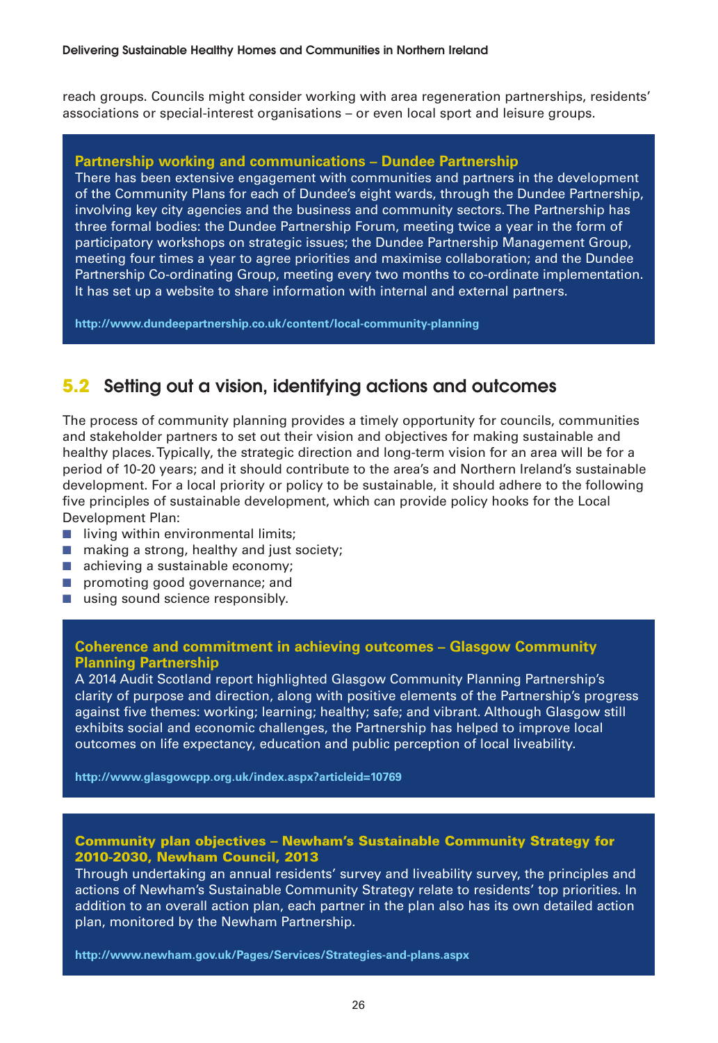reach groups. Councils might consider working with area regeneration partnerships, residents' associations or special-interest organisations – or even local sport and leisure groups.

**Partnership working and communications – Dundee Partnership**

There has been extensive engagement with communities and partners in the development of the Community Plans for each of Dundee's eight wards, through the Dundee Partnership, involving key city agencies and the business and community sectors. The Partnership has three formal bodies: the Dundee Partnership Forum, meeting twice a year in the form of participatory workshops on strategic issues; the Dundee Partnership Management Group, meeting four times a year to agree priorities and maximise collaboration; and the Dundee Partnership Co-ordinating Group, meeting every two months to co-ordinate implementation. It has set up a website to share information with internal and external partners.

**http://www.dundeepartnership.co.uk/content/local-community-planning**

## 5.2 Setting out a vision, identifying actions and outcomes

The process of community planning provides a timely opportunity for councils, communities and stakeholder partners to set out their vision and objectives for making sustainable and healthy places. Typically, the strategic direction and long-term vision for an area will be for a period of 10-20 years; and it should contribute to the area's and Northern Ireland's sustainable development. For a local priority or policy to be sustainable, it should adhere to the following five principles of sustainable development, which can provide policy hooks for the Local Development Plan:

- living within environmental limits;
- making a strong, healthy and just society;
- achieving a sustainable economy;
- promoting good governance; and
- using sound science responsibly.

**Coherence and commitment in achieving outcomes – Glasgow Community Planning Partnership**

A 2014 Audit Scotland report highlighted Glasgow Community Planning Partnership's clarity of purpose and direction, along with positive elements of the Partnership's progress against five themes: working; learning; healthy; safe; and vibrant. Although Glasgow still exhibits social and economic challenges, the Partnership has helped to improve local outcomes on life expectancy, education and public perception of local liveability.

**http://www.glasgowcpp.org.uk/index.aspx?articleid=10769**

**Community plan objectives – Newham's Sustainable Community Strategy for 2010-2030, Newham Council, 2013**

Through undertaking an annual residents' survey and liveability survey, the principles and actions of Newham's Sustainable Community Strategy relate to residents' top priorities. In addition to an overall action plan, each partner in the plan also has its own detailed action plan, monitored by the Newham Partnership.

**http://www.newham.gov.uk/Pages/Services/Strategies-and-plans.aspx**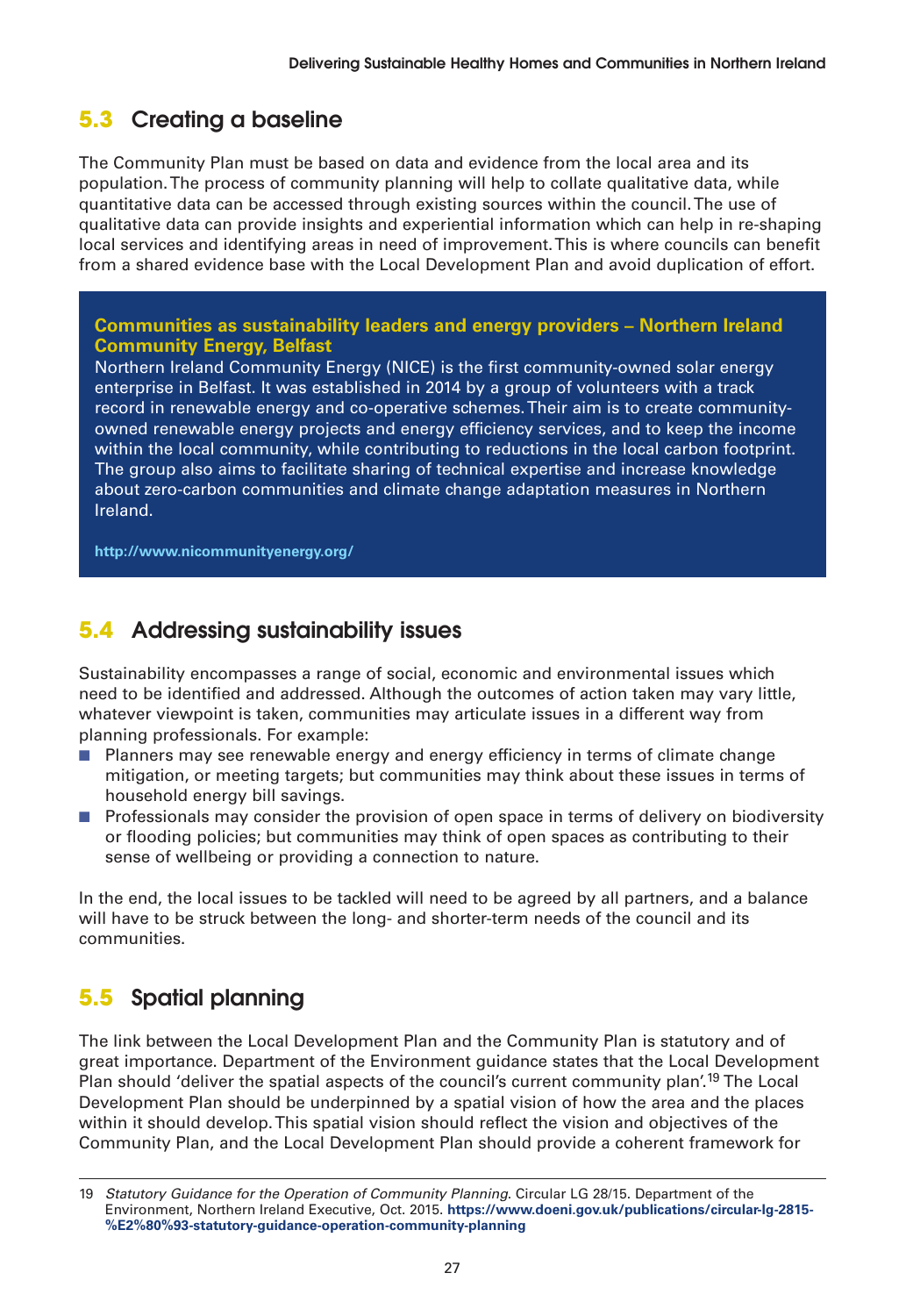## 5.3 Creating a baseline

The Community Plan must be based on data and evidence from the local area and its population. The process of community planning will help to collate qualitative data, while quantitative data can be accessed through existing sources within the council. The use of qualitative data can provide insights and experiential information which can help in re-shaping local services and identifying areas in need of improvement. This is where councils can benefit from a shared evidence base with the Local Development Plan and avoid duplication of effort.

> **Communities as sustainability leaders and energy providers – Northern Ireland Community Energy, Belfast**
>
> Northern Ireland Community Energy (NICE) is the first community-owned solar energy enterprise in Belfast. It was established in 2014 by a group of volunteers with a track record in renewable energy and co-operative schemes. Their aim is to create community-owned renewable energy projects and energy efficiency services, and to keep the income within the local community, while contributing to reductions in the local carbon footprint. The group also aims to facilitate sharing of technical expertise and increase knowledge about zero-carbon communities and climate change adaptation measures in Northern Ireland.
>
> **http://www.nicommunityenergy.org/**

## 5.4 Addressing sustainability issues

Sustainability encompasses a range of social, economic and environmental issues which need to be identified and addressed. Although the outcomes of action taken may vary little, whatever viewpoint is taken, communities may articulate issues in a different way from planning professionals. For example:

- Planners may see renewable energy and energy efficiency in terms of climate change mitigation, or meeting targets; but communities may think about these issues in terms of household energy bill savings.
- Professionals may consider the provision of open space in terms of delivery on biodiversity or flooding policies; but communities may think of open spaces as contributing to their sense of wellbeing or providing a connection to nature.

In the end, the local issues to be tackled will need to be agreed by all partners, and a balance will have to be struck between the long- and shorter-term needs of the council and its communities.

## 5.5 Spatial planning

The link between the Local Development Plan and the Community Plan is statutory and of great importance. Department of the Environment guidance states that the Local Development Plan should 'deliver the spatial aspects of the council's current community plan'.[19] The Local Development Plan should be underpinned by a spatial vision of how the area and the places within it should develop. This spatial vision should reflect the vision and objectives of the Community Plan, and the Local Development Plan should provide a coherent framework for

---

19 *Statutory Guidance for the Operation of Community Planning*. Circular LG 28/15. Department of the Environment, Northern Ireland Executive, Oct. 2015. **https://www.doeni.gov.uk/publications/circular-lg-2815-%E2%80%93-statutory-guidance-operation-community-planning**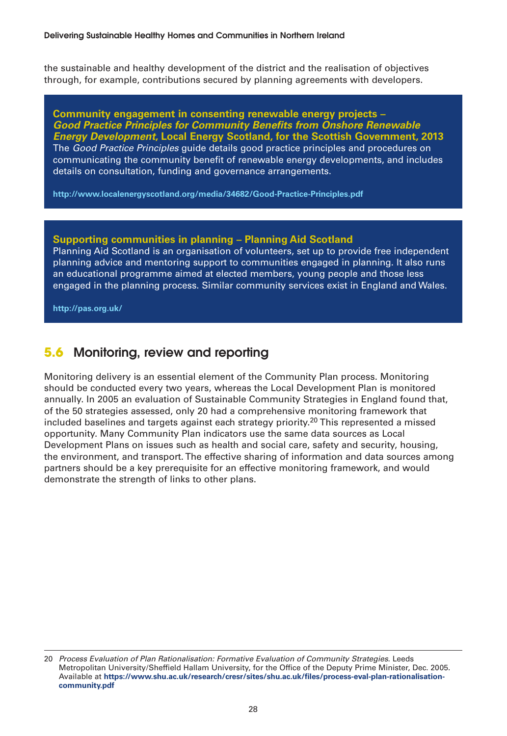the sustainable and healthy development of the district and the realisation of objectives through, for example, contributions secured by planning agreements with developers.

**Community engagement in consenting renewable energy projects – *Good Practice Principles for Community Benefits from Onshore Renewable Energy Development*, Local Energy Scotland, for the Scottish Government, 2013**

The *Good Practice Principles* guide details good practice principles and procedures on communicating the community benefit of renewable energy developments, and includes details on consultation, funding and governance arrangements.

**http://www.localenergyscotland.org/media/34682/Good-Practice-Principles.pdf**

**Supporting communities in planning – Planning Aid Scotland**

Planning Aid Scotland is an organisation of volunteers, set up to provide free independent planning advice and mentoring support to communities engaged in planning. It also runs an educational programme aimed at elected members, young people and those less engaged in the planning process. Similar community services exist in England and Wales.

**http://pas.org.uk/**

## 5.6 Monitoring, review and reporting

Monitoring delivery is an essential element of the Community Plan process. Monitoring should be conducted every two years, whereas the Local Development Plan is monitored annually. In 2005 an evaluation of Sustainable Community Strategies in England found that, of the 50 strategies assessed, only 20 had a comprehensive monitoring framework that included baselines and targets against each strategy priority.[20] This represented a missed opportunity. Many Community Plan indicators use the same data sources as Local Development Plans on issues such as health and social care, safety and security, housing, the environment, and transport. The effective sharing of information and data sources among partners should be a key prerequisite for an effective monitoring framework, and would demonstrate the strength of links to other plans.

---

20 *Process Evaluation of Plan Rationalisation: Formative Evaluation of Community Strategies*. Leeds Metropolitan University/Sheffield Hallam University, for the Office of the Deputy Prime Minister, Dec. 2005. Available at **https://www.shu.ac.uk/research/cresr/sites/shu.ac.uk/files/process-eval-plan-rationalisation-community.pdf**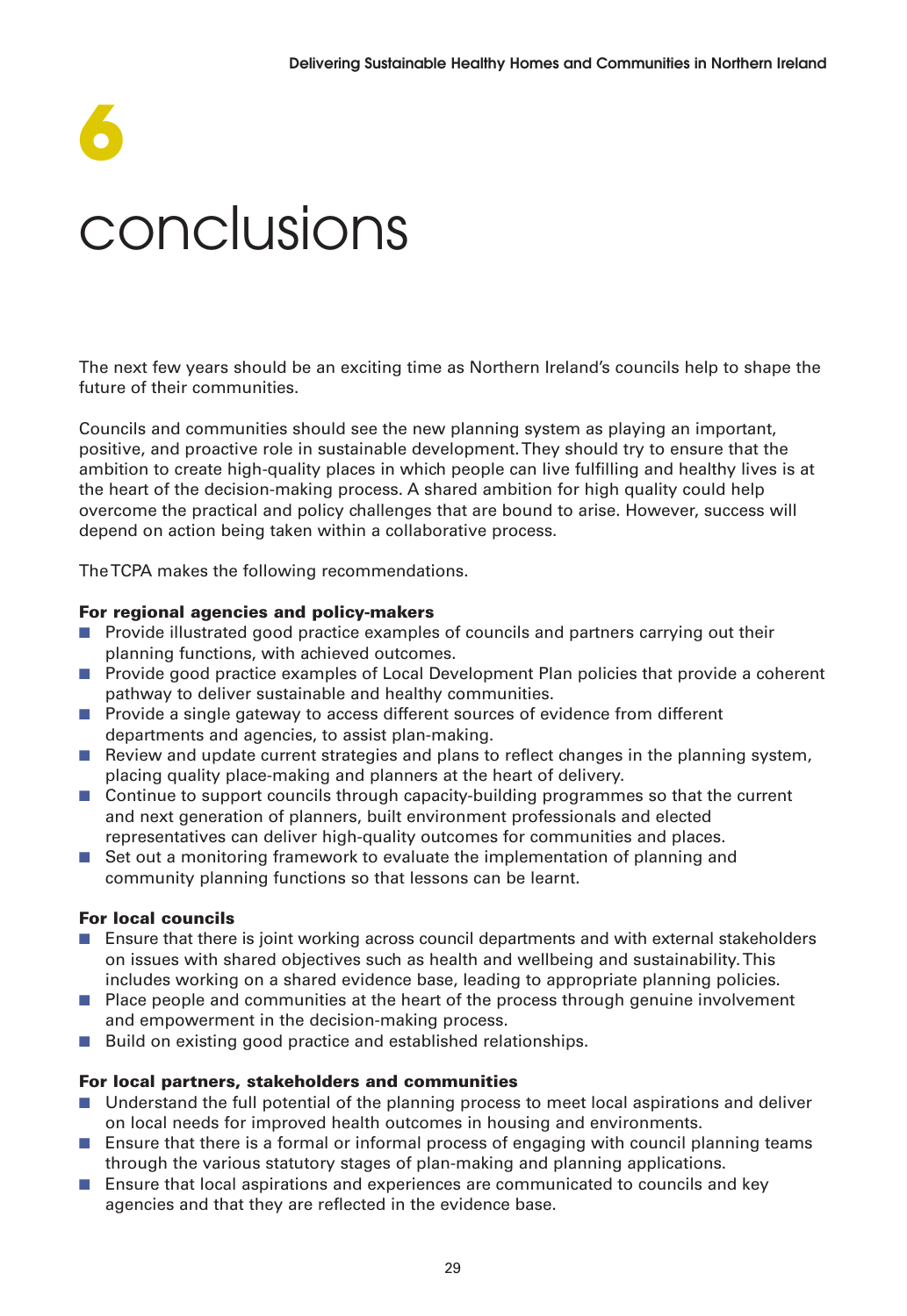# 6

# conclusions

The next few years should be an exciting time as Northern Ireland's councils help to shape the future of their communities.

Councils and communities should see the new planning system as playing an important, positive, and proactive role in sustainable development. They should try to ensure that the ambition to create high-quality places in which people can live fulfilling and healthy lives is at the heart of the decision-making process. A shared ambition for high quality could help overcome the practical and policy challenges that are bound to arise. However, success will depend on action being taken within a collaborative process.

The TCPA makes the following recommendations.

**For regional agencies and policy-makers**

- Provide illustrated good practice examples of councils and partners carrying out their planning functions, with achieved outcomes.
- Provide good practice examples of Local Development Plan policies that provide a coherent pathway to deliver sustainable and healthy communities.
- Provide a single gateway to access different sources of evidence from different departments and agencies, to assist plan-making.
- Review and update current strategies and plans to reflect changes in the planning system, placing quality place-making and planners at the heart of delivery.
- Continue to support councils through capacity-building programmes so that the current and next generation of planners, built environment professionals and elected representatives can deliver high-quality outcomes for communities and places.
- Set out a monitoring framework to evaluate the implementation of planning and community planning functions so that lessons can be learnt.

**For local councils**

- Ensure that there is joint working across council departments and with external stakeholders on issues with shared objectives such as health and wellbeing and sustainability. This includes working on a shared evidence base, leading to appropriate planning policies.
- Place people and communities at the heart of the process through genuine involvement and empowerment in the decision-making process.
- Build on existing good practice and established relationships.

**For local partners, stakeholders and communities**

- Understand the full potential of the planning process to meet local aspirations and deliver on local needs for improved health outcomes in housing and environments.
- Ensure that there is a formal or informal process of engaging with council planning teams through the various statutory stages of plan-making and planning applications.
- Ensure that local aspirations and experiences are communicated to councils and key agencies and that they are reflected in the evidence base.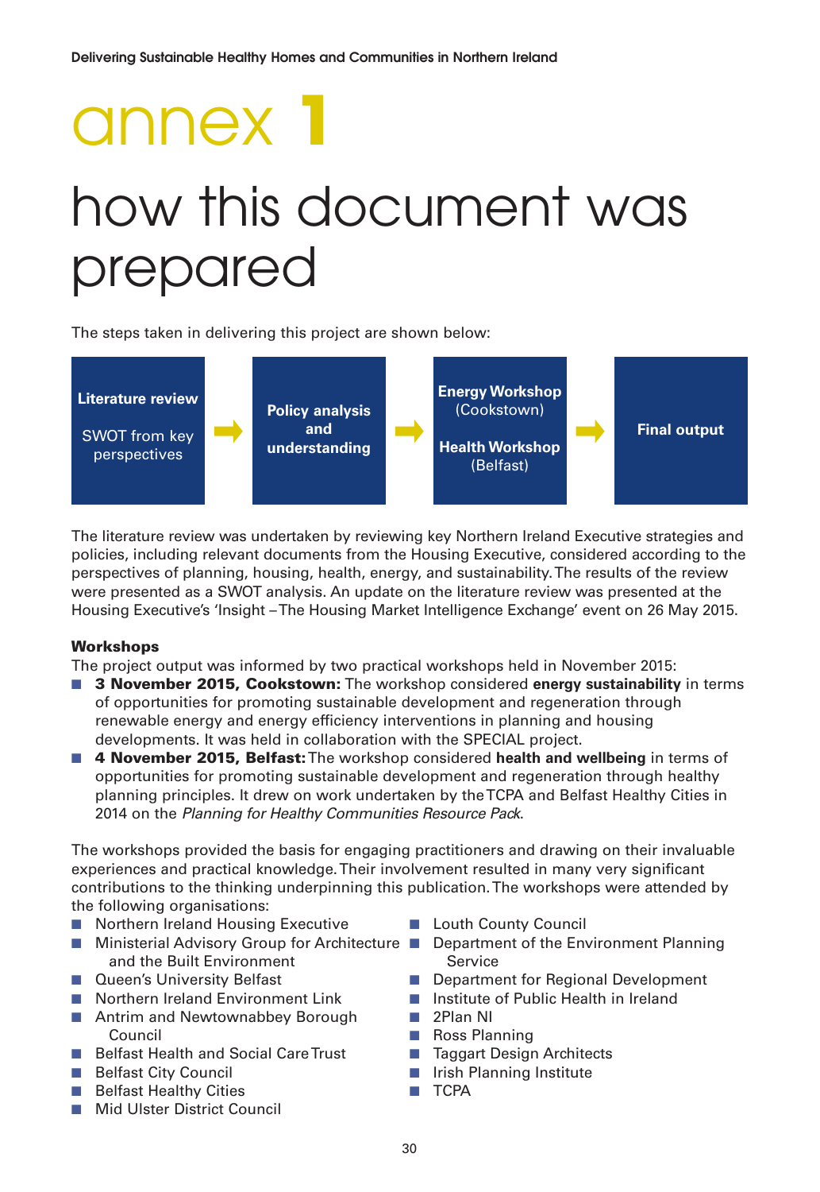# annex 1

# how this document was prepared

The steps taken in delivering this project are shown below:

**Literature review** SWOT from key perspectives → **Policy analysis and understanding** → **Energy Workshop** (Cookstown) **Health Workshop** (Belfast) → **Final output**

The literature review was undertaken by reviewing key Northern Ireland Executive strategies and policies, including relevant documents from the Housing Executive, considered according to the perspectives of planning, housing, health, energy, and sustainability. The results of the review were presented as a SWOT analysis. An update on the literature review was presented at the Housing Executive's 'Insight – The Housing Market Intelligence Exchange' event on 26 May 2015.

### Workshops

The project output was informed by two practical workshops held in November 2015:

- **3 November 2015, Cookstown:** The workshop considered **energy sustainability** in terms of opportunities for promoting sustainable development and regeneration through renewable energy and energy efficiency interventions in planning and housing developments. It was held in collaboration with the SPECIAL project.
- **4 November 2015, Belfast:** The workshop considered **health and wellbeing** in terms of opportunities for promoting sustainable development and regeneration through healthy planning principles. It drew on work undertaken by the TCPA and Belfast Healthy Cities in 2014 on the *Planning for Healthy Communities Resource Pack*.

The workshops provided the basis for engaging practitioners and drawing on their invaluable experiences and practical knowledge. Their involvement resulted in many very significant contributions to the thinking underpinning this publication. The workshops were attended by the following organisations:

- Northern Ireland Housing Executive
- Ministerial Advisory Group for Architecture and the Built Environment
- Queen's University Belfast
- Northern Ireland Environment Link
- Antrim and Newtownabbey Borough Council
- Belfast Health and Social Care Trust
- Belfast City Council
- Belfast Healthy Cities
- Mid Ulster District Council
- Louth County Council
- Department of the Environment Planning Service
- Department for Regional Development
- Institute of Public Health in Ireland
- 2Plan NI
- Ross Planning
- Taggart Design Architects
- Irish Planning Institute
- TCPA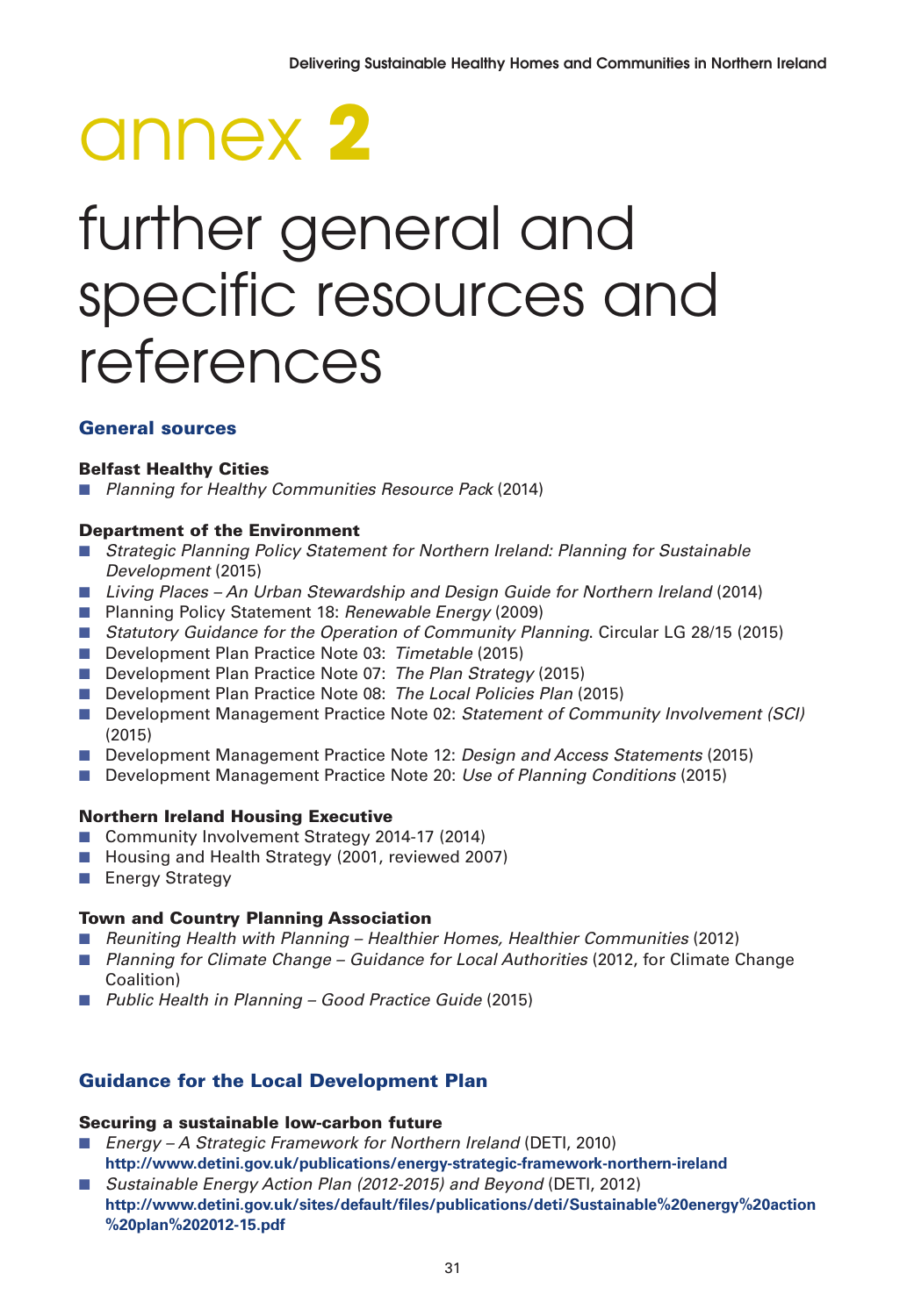# annex 2

# further general and specific resources and references

## General sources

### Belfast Healthy Cities

- *Planning for Healthy Communities Resource Pack* (2014)

### Department of the Environment

- *Strategic Planning Policy Statement for Northern Ireland: Planning for Sustainable Development* (2015)
- *Living Places – An Urban Stewardship and Design Guide for Northern Ireland* (2014)
- Planning Policy Statement 18: *Renewable Energy* (2009)
- *Statutory Guidance for the Operation of Community Planning*. Circular LG 28/15 (2015)
- Development Plan Practice Note 03: *Timetable* (2015)
- Development Plan Practice Note 07: *The Plan Strategy* (2015)
- Development Plan Practice Note 08: *The Local Policies Plan* (2015)
- Development Management Practice Note 02: *Statement of Community Involvement (SCI)* (2015)
- Development Management Practice Note 12: *Design and Access Statements* (2015)
- Development Management Practice Note 20: *Use of Planning Conditions* (2015)

### Northern Ireland Housing Executive

- Community Involvement Strategy 2014-17 (2014)
- Housing and Health Strategy (2001, reviewed 2007)
- Energy Strategy

### Town and Country Planning Association

- *Reuniting Health with Planning – Healthier Homes, Healthier Communities* (2012)
- *Planning for Climate Change – Guidance for Local Authorities* (2012, for Climate Change Coalition)
- *Public Health in Planning – Good Practice Guide* (2015)

## Guidance for the Local Development Plan

### Securing a sustainable low-carbon future

- *Energy – A Strategic Framework for Northern Ireland* (DETI, 2010)
  **http://www.detini.gov.uk/publications/energy-strategic-framework-northern-ireland**
- *Sustainable Energy Action Plan (2012-2015) and Beyond* (DETI, 2012)
  **http://www.detini.gov.uk/sites/default/files/publications/deti/Sustainable%20energy%20action%20plan%202012-15.pdf**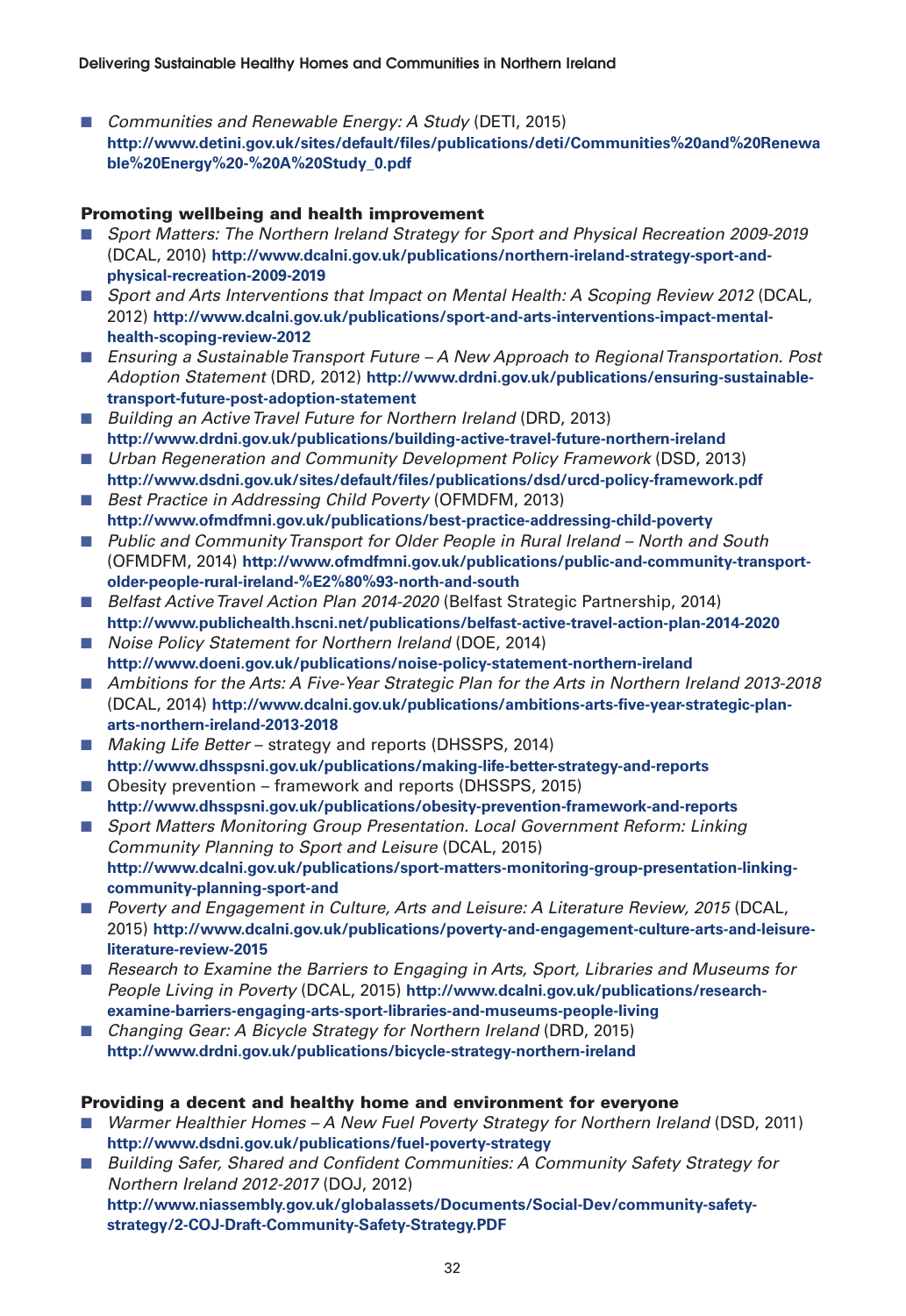- *Communities and Renewable Energy: A Study* (DETI, 2015) **http://www.detini.gov.uk/sites/default/files/publications/deti/Communities%20and%20Renewable%20Energy%20-%20A%20Study_0.pdf**

### Promoting wellbeing and health improvement

- *Sport Matters: The Northern Ireland Strategy for Sport and Physical Recreation 2009-2019* (DCAL, 2010) **http://www.dcalni.gov.uk/publications/northern-ireland-strategy-sport-and-physical-recreation-2009-2019**
- *Sport and Arts Interventions that Impact on Mental Health: A Scoping Review 2012* (DCAL, 2012) **http://www.dcalni.gov.uk/publications/sport-and-arts-interventions-impact-mental-health-scoping-review-2012**
- *Ensuring a Sustainable Transport Future – A New Approach to Regional Transportation. Post Adoption Statement* (DRD, 2012) **http://www.drdni.gov.uk/publications/ensuring-sustainable-transport-future-post-adoption-statement**
- *Building an Active Travel Future for Northern Ireland* (DRD, 2013) **http://www.drdni.gov.uk/publications/building-active-travel-future-northern-ireland**
- *Urban Regeneration and Community Development Policy Framework* (DSD, 2013) **http://www.dsdni.gov.uk/sites/default/files/publications/dsd/urcd-policy-framework.pdf**
- *Best Practice in Addressing Child Poverty* (OFMDFM, 2013) **http://www.ofmdfmni.gov.uk/publications/best-practice-addressing-child-poverty**
- *Public and Community Transport for Older People in Rural Ireland – North and South* (OFMDFM, 2014) **http://www.ofmdfmni.gov.uk/publications/public-and-community-transport-older-people-rural-ireland-%E2%80%93-north-and-south**
- *Belfast Active Travel Action Plan 2014-2020* (Belfast Strategic Partnership, 2014) **http://www.publichealth.hscni.net/publications/belfast-active-travel-action-plan-2014-2020**
- *Noise Policy Statement for Northern Ireland* (DOE, 2014) **http://www.doeni.gov.uk/publications/noise-policy-statement-northern-ireland**
- *Ambitions for the Arts: A Five-Year Strategic Plan for the Arts in Northern Ireland 2013-2018* (DCAL, 2014) **http://www.dcalni.gov.uk/publications/ambitions-arts-five-year-strategic-plan-arts-northern-ireland-2013-2018**
- *Making Life Better* – strategy and reports (DHSSPS, 2014) **http://www.dhsspsni.gov.uk/publications/making-life-better-strategy-and-reports**
- Obesity prevention – framework and reports (DHSSPS, 2015) **http://www.dhsspsni.gov.uk/publications/obesity-prevention-framework-and-reports**
- *Sport Matters Monitoring Group Presentation. Local Government Reform: Linking Community Planning to Sport and Leisure* (DCAL, 2015) **http://www.dcalni.gov.uk/publications/sport-matters-monitoring-group-presentation-linking-community-planning-sport-and**
- *Poverty and Engagement in Culture, Arts and Leisure: A Literature Review, 2015* (DCAL, 2015) **http://www.dcalni.gov.uk/publications/poverty-and-engagement-culture-arts-and-leisure-literature-review-2015**
- *Research to Examine the Barriers to Engaging in Arts, Sport, Libraries and Museums for People Living in Poverty* (DCAL, 2015) **http://www.dcalni.gov.uk/publications/research-examine-barriers-engaging-arts-sport-libraries-and-museums-people-living**
- *Changing Gear: A Bicycle Strategy for Northern Ireland* (DRD, 2015) **http://www.drdni.gov.uk/publications/bicycle-strategy-northern-ireland**

### Providing a decent and healthy home and environment for everyone

- *Warmer Healthier Homes – A New Fuel Poverty Strategy for Northern Ireland* (DSD, 2011) **http://www.dsdni.gov.uk/publications/fuel-poverty-strategy**
- *Building Safer, Shared and Confident Communities: A Community Safety Strategy for Northern Ireland 2012-2017* (DOJ, 2012) **http://www.niassembly.gov.uk/globalassets/Documents/Social-Dev/community-safety-strategy/2-COJ-Draft-Community-Safety-Strategy.PDF**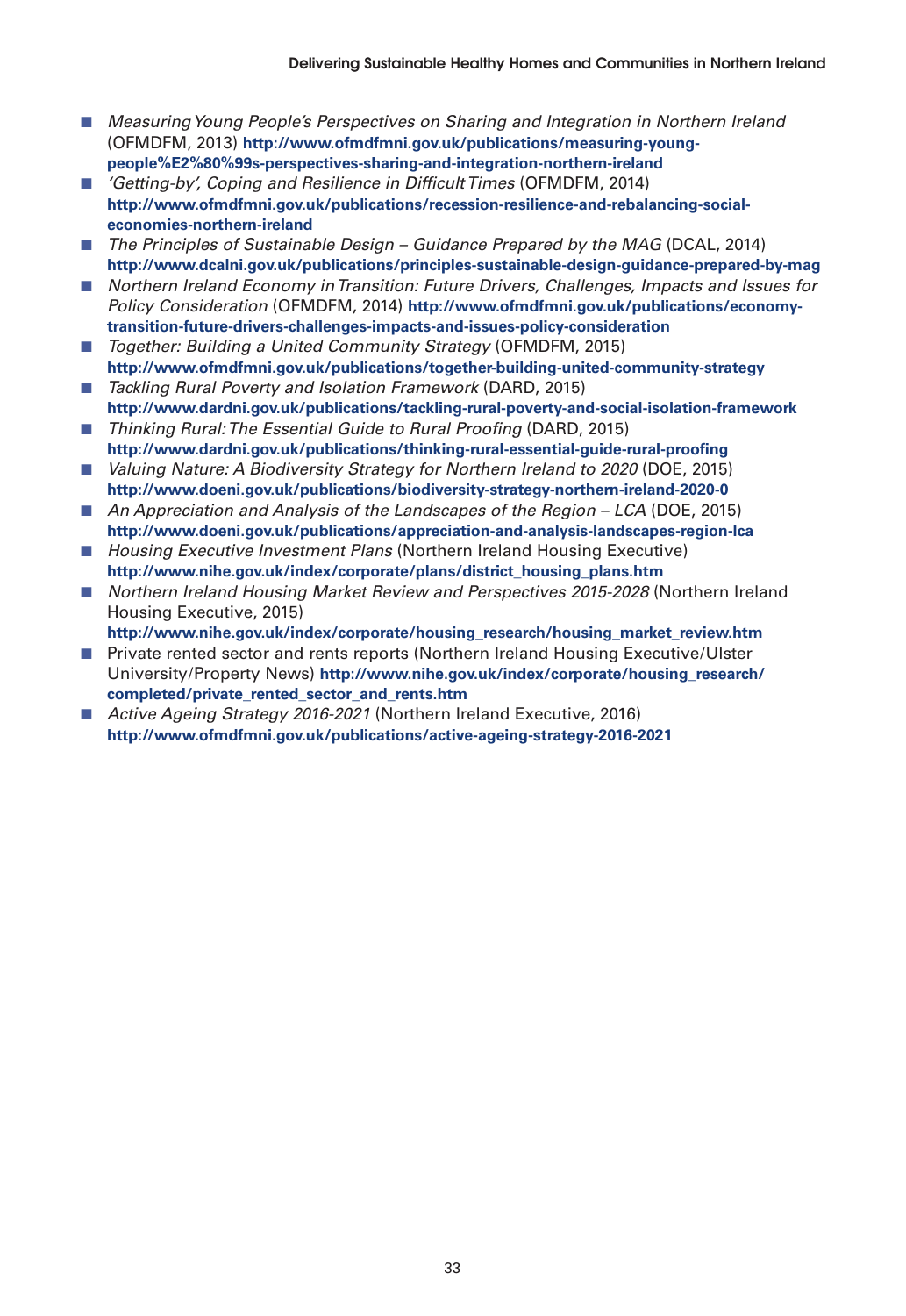- *Measuring Young People's Perspectives on Sharing and Integration in Northern Ireland* (OFMDFM, 2013) **http://www.ofmdfmni.gov.uk/publications/measuring-young-people%E2%80%99s-perspectives-sharing-and-integration-northern-ireland**
- *'Getting-by', Coping and Resilience in Difficult Times* (OFMDFM, 2014) **http://www.ofmdfmni.gov.uk/publications/recession-resilience-and-rebalancing-social-economies-northern-ireland**
- *The Principles of Sustainable Design – Guidance Prepared by the MAG* (DCAL, 2014) **http://www.dcalni.gov.uk/publications/principles-sustainable-design-guidance-prepared-by-mag**
- *Northern Ireland Economy in Transition: Future Drivers, Challenges, Impacts and Issues for Policy Consideration* (OFMDFM, 2014) **http://www.ofmdfmni.gov.uk/publications/economy-transition-future-drivers-challenges-impacts-and-issues-policy-consideration**
- *Together: Building a United Community Strategy* (OFMDFM, 2015) **http://www.ofmdfmni.gov.uk/publications/together-building-united-community-strategy**
- *Tackling Rural Poverty and Isolation Framework* (DARD, 2015) **http://www.dardni.gov.uk/publications/tackling-rural-poverty-and-social-isolation-framework**
- *Thinking Rural: The Essential Guide to Rural Proofing* (DARD, 2015) **http://www.dardni.gov.uk/publications/thinking-rural-essential-guide-rural-proofing**
- *Valuing Nature: A Biodiversity Strategy for Northern Ireland to 2020* (DOE, 2015) **http://www.doeni.gov.uk/publications/biodiversity-strategy-northern-ireland-2020-0**
- *An Appreciation and Analysis of the Landscapes of the Region – LCA* (DOE, 2015) **http://www.doeni.gov.uk/publications/appreciation-and-analysis-landscapes-region-lca**
- *Housing Executive Investment Plans* (Northern Ireland Housing Executive) **http://www.nihe.gov.uk/index/corporate/plans/district_housing_plans.htm**
- *Northern Ireland Housing Market Review and Perspectives 2015-2028* (Northern Ireland Housing Executive, 2015) **http://www.nihe.gov.uk/index/corporate/housing_research/housing_market_review.htm**
- Private rented sector and rents reports (Northern Ireland Housing Executive/Ulster University/Property News) **http://www.nihe.gov.uk/index/corporate/housing_research/completed/private_rented_sector_and_rents.htm**
- *Active Ageing Strategy 2016-2021* (Northern Ireland Executive, 2016) **http://www.ofmdfmni.gov.uk/publications/active-ageing-strategy-2016-2021**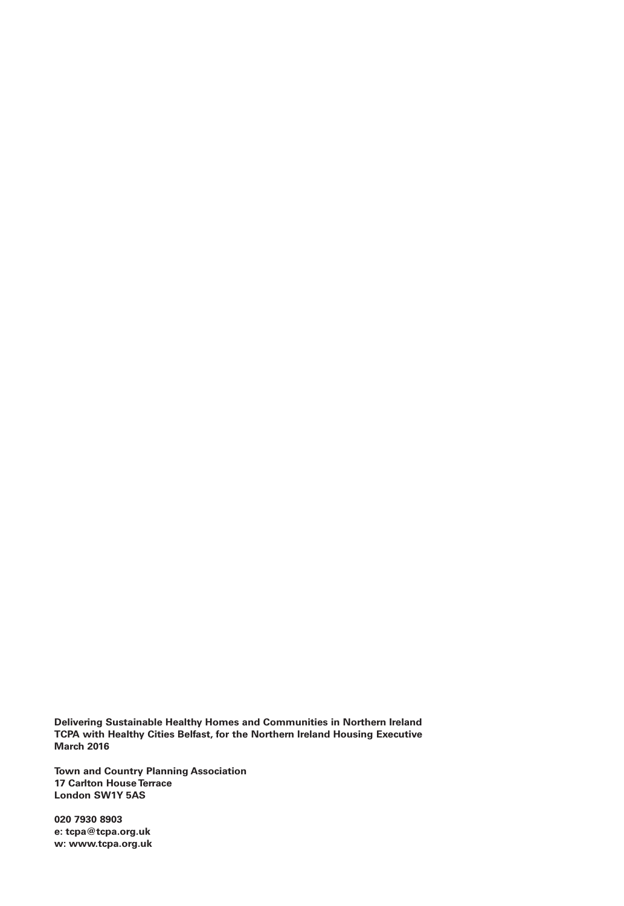**Delivering Sustainable Healthy Homes and Communities in Northern Ireland**
**TCPA with Healthy Cities Belfast, for the Northern Ireland Housing Executive**
**March 2016**

**Town and Country Planning Association**
**17 Carlton House Terrace**
**London SW1Y 5AS**

**020 7930 8903**
**e: tcpa@tcpa.org.uk**
**w: www.tcpa.org.uk**